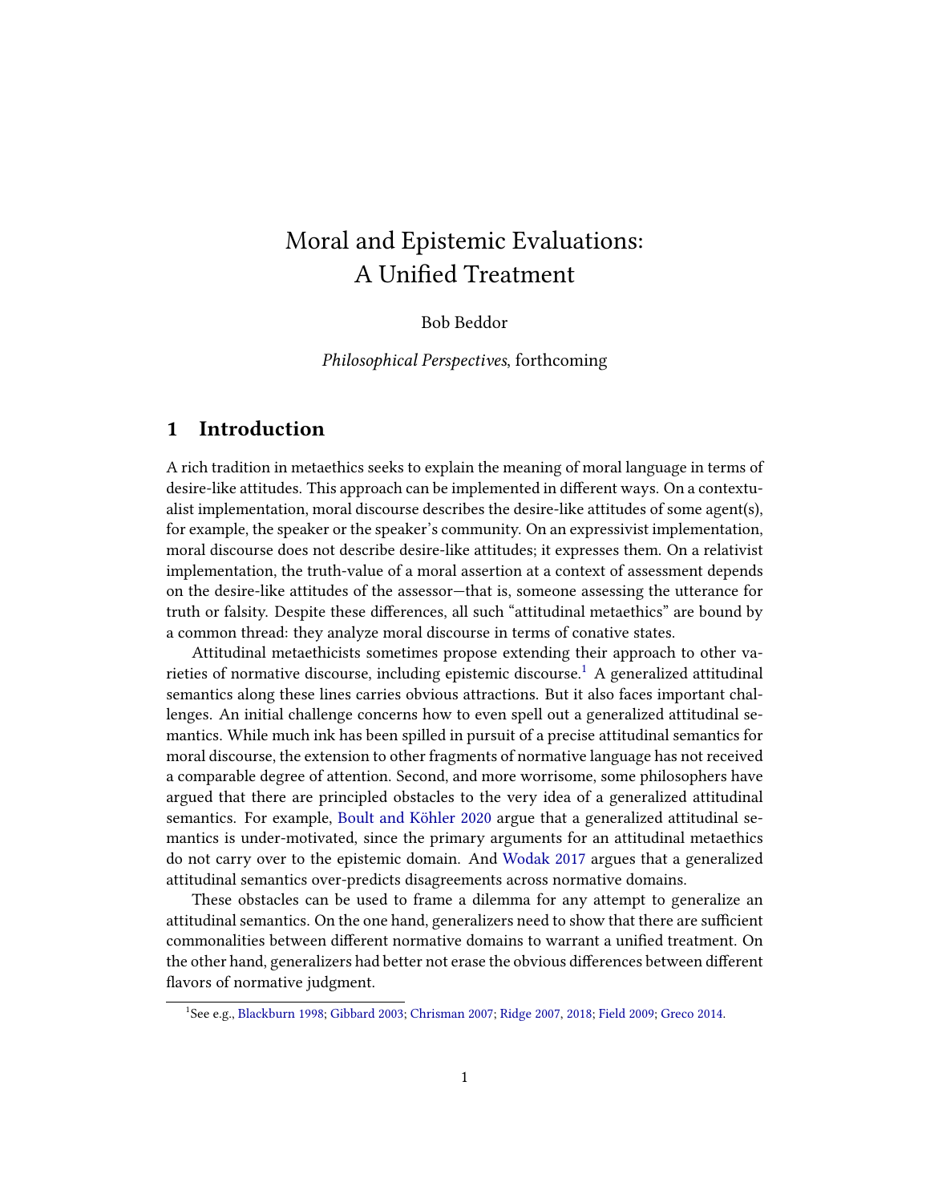# Moral and Epistemic Evaluations: A Unified Treatment

Bob Beddor

*Philosophical Perspectives*, forthcoming

## 1 Introduction

A rich tradition in metaethics seeks to explain the meaning of moral language in terms of desire-like attitudes. This approach can be implemented in different ways. On a contextualist implementation, moral discourse describes the desire-like attitudes of some agent(s), for example, the speaker or the speaker's community. On an expressivist implementation, moral discourse does not describe desire-like attitudes; it expresses them. On a relativist implementation, the truth-value of a moral assertion at a context of assessment depends on the desire-like attitudes of the assessor—that is, someone assessing the utterance for truth or falsity. Despite these differences, all such "attitudinal metaethics" are bound by a common thread: they analyze moral discourse in terms of conative states.

Attitudinal metaethicists sometimes propose extending their approach to other varieties of normative discourse, including epistemic discourse.[1] A generalized attitudinal semantics along these lines carries obvious attractions. But it also faces important challenges. An initial challenge concerns how to even spell out a generalized attitudinal semantics. While much ink has been spilled in pursuit of a precise attitudinal semantics for moral discourse, the extension to other fragments of normative language has not received a comparable degree of attention. Second, and more worrisome, some philosophers have argued that there are principled obstacles to the very idea of a generalized attitudinal semantics. For example, Boult and Köhler 2020 argue that a generalized attitudinal semantics is under-motivated, since the primary arguments for an attitudinal metaethics do not carry over to the epistemic domain. And Wodak 2017 argues that a generalized attitudinal semantics over-predicts disagreements across normative domains.

These obstacles can be used to frame a dilemma for any attempt to generalize an attitudinal semantics. On the one hand, generalizers need to show that there are sufficient commonalities between different normative domains to warrant a unified treatment. On the other hand, generalizers had better not erase the obvious differences between different flavors of normative judgment.

[1] See e.g., Blackburn 1998; Gibbard 2003; Chrisman 2007; Ridge 2007, 2018; Field 2009; Greco 2014.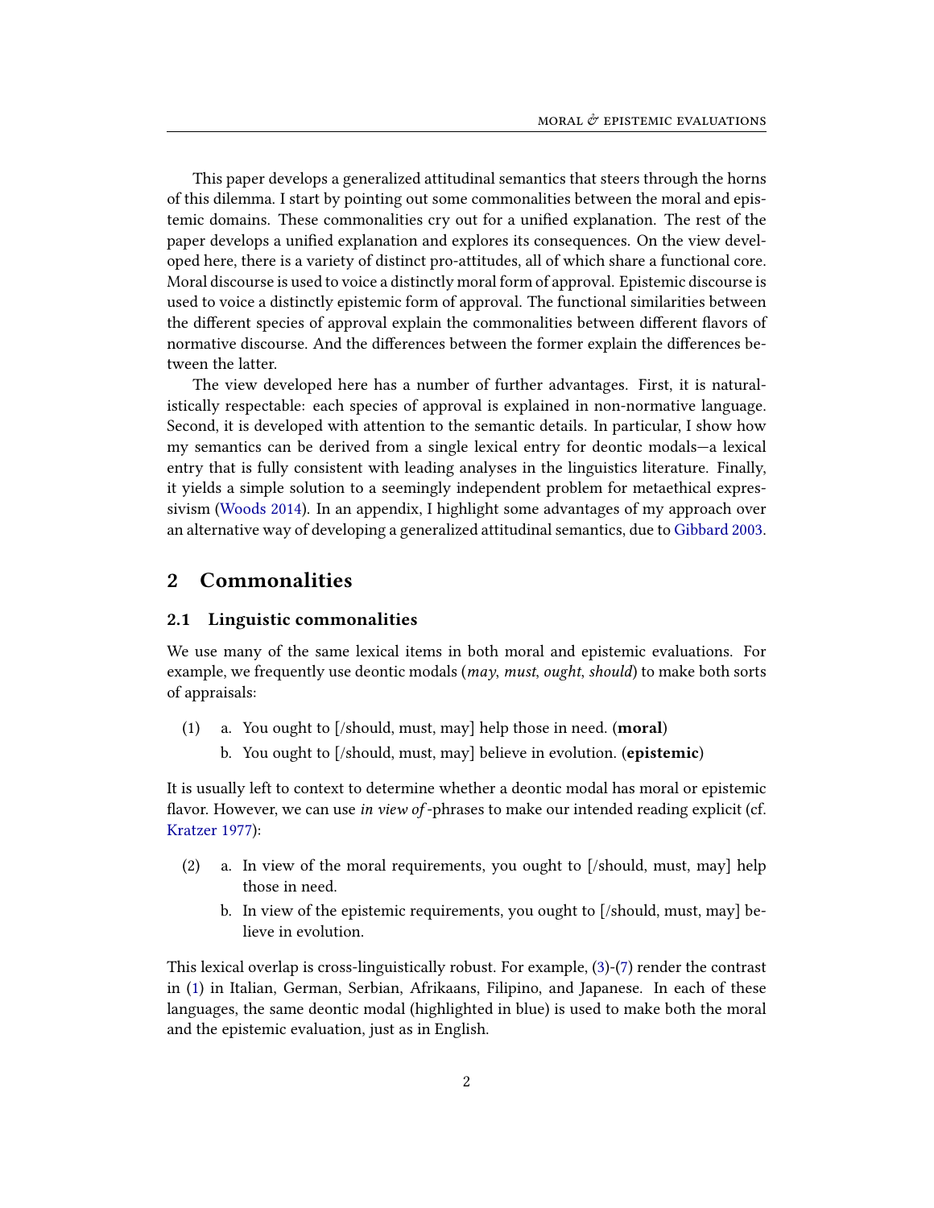This paper develops a generalized attitudinal semantics that steers through the horns of this dilemma. I start by pointing out some commonalities between the moral and epistemic domains. These commonalities cry out for a unified explanation. The rest of the paper develops a unified explanation and explores its consequences. On the view developed here, there is a variety of distinct pro-attitudes, all of which share a functional core. Moral discourse is used to voice a distinctly moral form of approval. Epistemic discourse is used to voice a distinctly epistemic form of approval. The functional similarities between the different species of approval explain the commonalities between different flavors of normative discourse. And the differences between the former explain the differences between the latter.

The view developed here has a number of further advantages. First, it is naturalistically respectable: each species of approval is explained in non-normative language. Second, it is developed with attention to the semantic details. In particular, I show how my semantics can be derived from a single lexical entry for deontic modals—a lexical entry that is fully consistent with leading analyses in the linguistics literature. Finally, it yields a simple solution to a seemingly independent problem for metaethical expressivism (Woods 2014). In an appendix, I highlight some advantages of my approach over an alternative way of developing a generalized attitudinal semantics, due to Gibbard 2003.

## 2 Commonalities

### 2.1 Linguistic commonalities

We use many of the same lexical items in both moral and epistemic evaluations. For example, we frequently use deontic modals (*may*, *must*, *ought*, *should*) to make both sorts of appraisals:

(1) a. You ought to [/should, must, may] help those in need. (**moral**)
    b. You ought to [/should, must, may] believe in evolution. (**epistemic**)

It is usually left to context to determine whether a deontic modal has moral or epistemic flavor. However, we can use *in view of*-phrases to make our intended reading explicit (cf. Kratzer 1977):

(2) a. In view of the moral requirements, you ought to [/should, must, may] help those in need.
    b. In view of the epistemic requirements, you ought to [/should, must, may] believe in evolution.

This lexical overlap is cross-linguistically robust. For example, (3)-(7) render the contrast in (1) in Italian, German, Serbian, Afrikaans, Filipino, and Japanese. In each of these languages, the same deontic modal (highlighted in blue) is used to make both the moral and the epistemic evaluation, just as in English.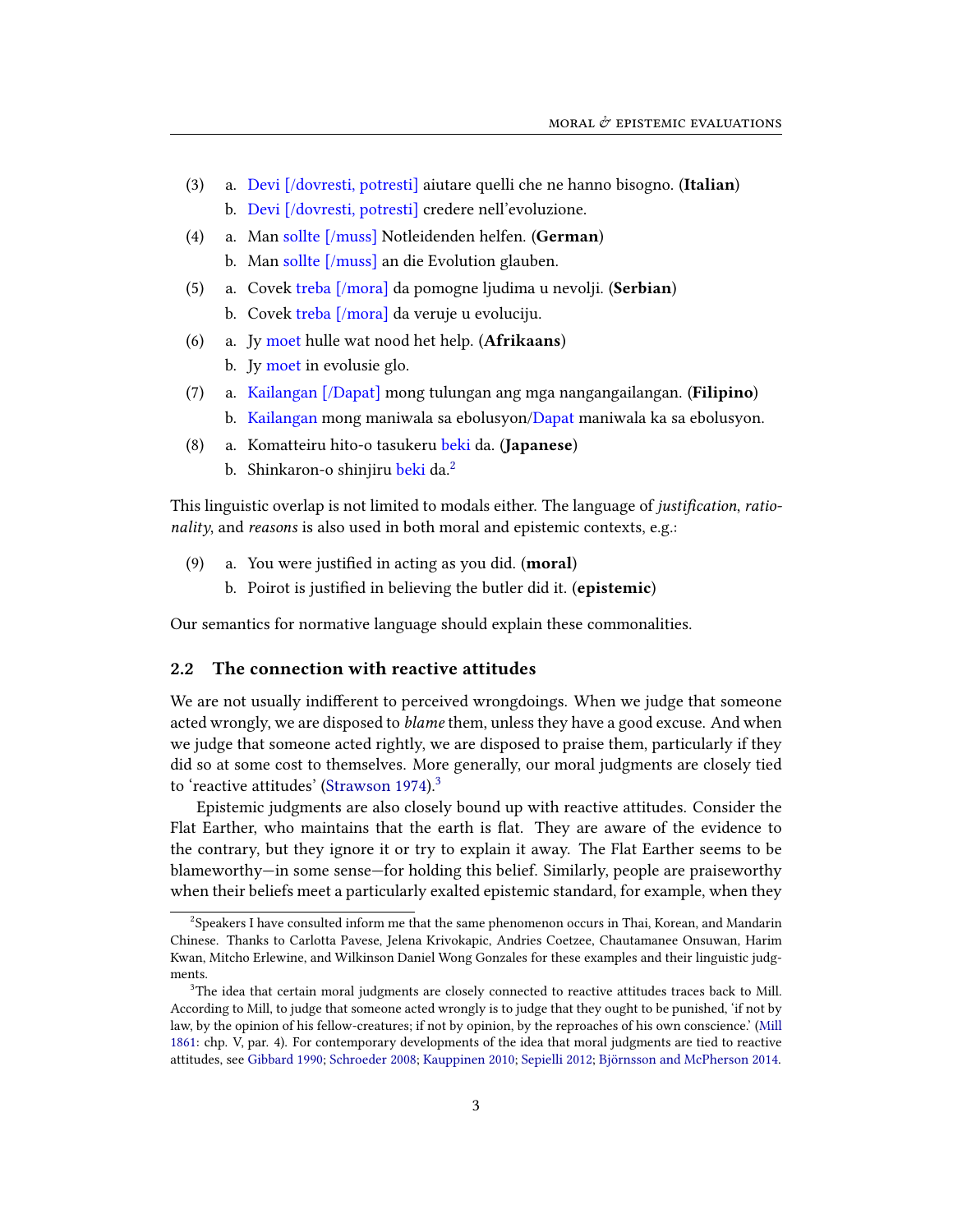(3) a. Devi [/dovresti, potresti] aiutare quelli che ne hanno bisogno. (**Italian**)
b. Devi [/dovresti, potresti] credere nell'evoluzione.

(4) a. Man sollte [/muss] Notleidenden helfen. (**German**)
b. Man sollte [/muss] an die Evolution glauben.

(5) a. Covek treba [/mora] da pomogne ljudima u nevolji. (**Serbian**)
b. Covek treba [/mora] da veruje u evoluciju.

(6) a. Jy moet hulle wat nood het help. (**Afrikaans**)
b. Jy moet in evolusie glo.

(7) a. Kailangan [/Dapat] mong tulungan ang mga nangangailangan. (**Filipino**)
b. Kailangan mong maniwala sa ebolusyon/Dapat maniwala ka sa ebolusyon.

(8) a. Komatteiru hito-o tasukeru beki da. (**Japanese**)
b. Shinkaron-o shinjiru beki da.[2]

This linguistic overlap is not limited to modals either. The language of *justification*, *rationality*, and *reasons* is also used in both moral and epistemic contexts, e.g.:

(9) a. You were justified in acting as you did. (**moral**)
b. Poirot is justified in believing the butler did it. (**epistemic**)

Our semantics for normative language should explain these commonalities.

## 2.2 The connection with reactive attitudes

We are not usually indifferent to perceived wrongdoings. When we judge that someone acted wrongly, we are disposed to *blame* them, unless they have a good excuse. And when we judge that someone acted rightly, we are disposed to praise them, particularly if they did so at some cost to themselves. More generally, our moral judgments are closely tied to 'reactive attitudes' (Strawson 1974).[3]

Epistemic judgments are also closely bound up with reactive attitudes. Consider the Flat Earther, who maintains that the earth is flat. They are aware of the evidence to the contrary, but they ignore it or try to explain it away. The Flat Earther seems to be blameworthy—in some sense—for holding this belief. Similarly, people are praiseworthy when their beliefs meet a particularly exalted epistemic standard, for example, when they

---

[2] Speakers I have consulted inform me that the same phenomenon occurs in Thai, Korean, and Mandarin Chinese. Thanks to Carlotta Pavese, Jelena Krivokapic, Andries Coetzee, Chautamanee Onsuwan, Harim Kwan, Mitcho Erlewine, and Wilkinson Daniel Wong Gonzales for these examples and their linguistic judgments.

[3] The idea that certain moral judgments are closely connected to reactive attitudes traces back to Mill. According to Mill, to judge that someone acted wrongly is to judge that they ought to be punished, 'if not by law, by the opinion of his fellow-creatures; if not by opinion, by the reproaches of his own conscience.' (Mill 1861: chp. V, par. 4). For contemporary developments of the idea that moral judgments are tied to reactive attitudes, see Gibbard 1990; Schroeder 2008; Kauppinen 2010; Sepielli 2012; Björnsson and McPherson 2014.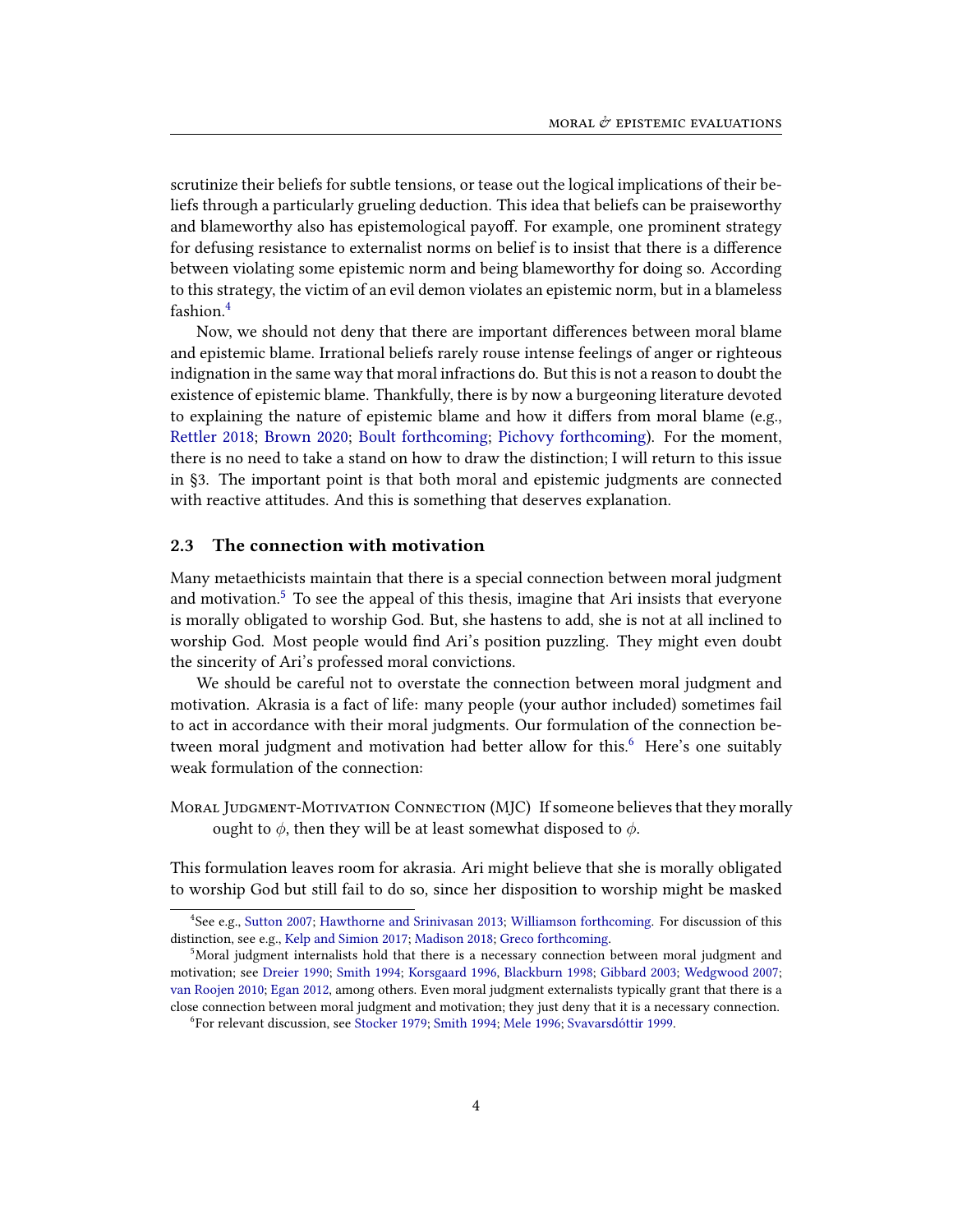scrutinize their beliefs for subtle tensions, or tease out the logical implications of their beliefs through a particularly grueling deduction. This idea that beliefs can be praiseworthy and blameworthy also has epistemological payoff. For example, one prominent strategy for defusing resistance to externalist norms on belief is to insist that there is a difference between violating some epistemic norm and being blameworthy for doing so. According to this strategy, the victim of an evil demon violates an epistemic norm, but in a blameless fashion.[4]

Now, we should not deny that there are important differences between moral blame and epistemic blame. Irrational beliefs rarely rouse intense feelings of anger or righteous indignation in the same way that moral infractions do. But this is not a reason to doubt the existence of epistemic blame. Thankfully, there is by now a burgeoning literature devoted to explaining the nature of epistemic blame and how it differs from moral blame (e.g., Rettler 2018; Brown 2020; Boult forthcoming; Pichovy forthcoming). For the moment, there is no need to take a stand on how to draw the distinction; I will return to this issue in §3. The important point is that both moral and epistemic judgments are connected with reactive attitudes. And this is something that deserves explanation.

### 2.3 The connection with motivation

Many metaethicists maintain that there is a special connection between moral judgment and motivation.[5] To see the appeal of this thesis, imagine that Ari insists that everyone is morally obligated to worship God. But, she hastens to add, she is not at all inclined to worship God. Most people would find Ari's position puzzling. They might even doubt the sincerity of Ari's professed moral convictions.

We should be careful not to overstate the connection between moral judgment and motivation. Akrasia is a fact of life: many people (your author included) sometimes fail to act in accordance with their moral judgments. Our formulation of the connection between moral judgment and motivation had better allow for this.[6] Here's one suitably weak formulation of the connection:

Moral Judgment-Motivation Connection (MJC) If someone believes that they morally ought to $\phi$, then they will be at least somewhat disposed to $\phi$.

This formulation leaves room for akrasia. Ari might believe that she is morally obligated to worship God but still fail to do so, since her disposition to worship might be masked

---

[4] See e.g., Sutton 2007; Hawthorne and Srinivasan 2013; Williamson forthcoming. For discussion of this distinction, see e.g., Kelp and Simion 2017; Madison 2018; Greco forthcoming.

[5] Moral judgment internalists hold that there is a necessary connection between moral judgment and motivation; see Dreier 1990; Smith 1994; Korsgaard 1996, Blackburn 1998; Gibbard 2003; Wedgwood 2007; van Roojen 2010; Egan 2012, among others. Even moral judgment externalists typically grant that there is a close connection between moral judgment and motivation; they just deny that it is a necessary connection.

[6] For relevant discussion, see Stocker 1979; Smith 1994; Mele 1996; Svavarsdóttir 1999.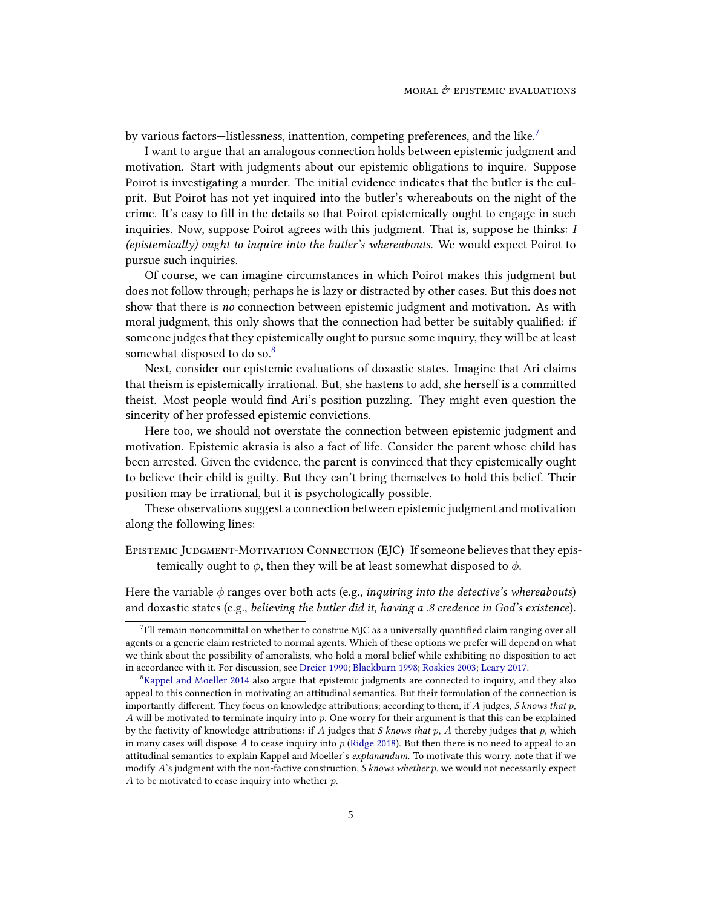by various factors—listlessness, inattention, competing preferences, and the like.[7]

I want to argue that an analogous connection holds between epistemic judgment and motivation. Start with judgments about our epistemic obligations to inquire. Suppose Poirot is investigating a murder. The initial evidence indicates that the butler is the culprit. But Poirot has not yet inquired into the butler's whereabouts on the night of the crime. It's easy to fill in the details so that Poirot epistemically ought to engage in such inquiries. Now, suppose Poirot agrees with this judgment. That is, suppose he thinks: *I (epistemically) ought to inquire into the butler's whereabouts.* We would expect Poirot to pursue such inquiries.

Of course, we can imagine circumstances in which Poirot makes this judgment but does not follow through; perhaps he is lazy or distracted by other cases. But this does not show that there is *no* connection between epistemic judgment and motivation. As with moral judgment, this only shows that the connection had better be suitably qualified: if someone judges that they epistemically ought to pursue some inquiry, they will be at least somewhat disposed to do so.[8]

Next, consider our epistemic evaluations of doxastic states. Imagine that Ari claims that theism is epistemically irrational. But, she hastens to add, she herself is a committed theist. Most people would find Ari's position puzzling. They might even question the sincerity of her professed epistemic convictions.

Here too, we should not overstate the connection between epistemic judgment and motivation. Epistemic akrasia is also a fact of life. Consider the parent whose child has been arrested. Given the evidence, the parent is convinced that they epistemically ought to believe their child is guilty. But they can't bring themselves to hold this belief. Their position may be irrational, but it is psychologically possible.

These observations suggest a connection between epistemic judgment and motivation along the following lines:

Epistemic Judgment-Motivation Connection (EJC) If someone believes that they epistemically ought to $\phi$, then they will be at least somewhat disposed to $\phi$.

Here the variable $\phi$ ranges over both acts (e.g., *inquiring into the detective's whereabouts*) and doxastic states (e.g., *believing the butler did it*, *having a .8 credence in God's existence*).

---

[7] I'll remain noncommittal on whether to construe MJC as a universally quantified claim ranging over all agents or a generic claim restricted to normal agents. Which of these options we prefer will depend on what we think about the possibility of amoralists, who hold a moral belief while exhibiting no disposition to act in accordance with it. For discussion, see Dreier 1990; Blackburn 1998; Roskies 2003; Leary 2017.

[8] Kappel and Moeller 2014 also argue that epistemic judgments are connected to inquiry, and they also appeal to this connection in motivating an attitudinal semantics. But their formulation of the connection is importantly different. They focus on knowledge attributions; according to them, if $A$ judges, *S knows that p*, $A$ will be motivated to terminate inquiry into $p$. One worry for their argument is that this can be explained by the factivity of knowledge attributions: if $A$ judges that *S knows that p*, $A$ thereby judges that $p$, which in many cases will dispose $A$ to cease inquiry into $p$ (Ridge 2018). But then there is no need to appeal to an attitudinal semantics to explain Kappel and Moeller's *explanandum*. To motivate this worry, note that if we modify $A$'s judgment with the non-factive construction, *S knows whether p*, we would not necessarily expect $A$ to be motivated to cease inquiry into whether $p$.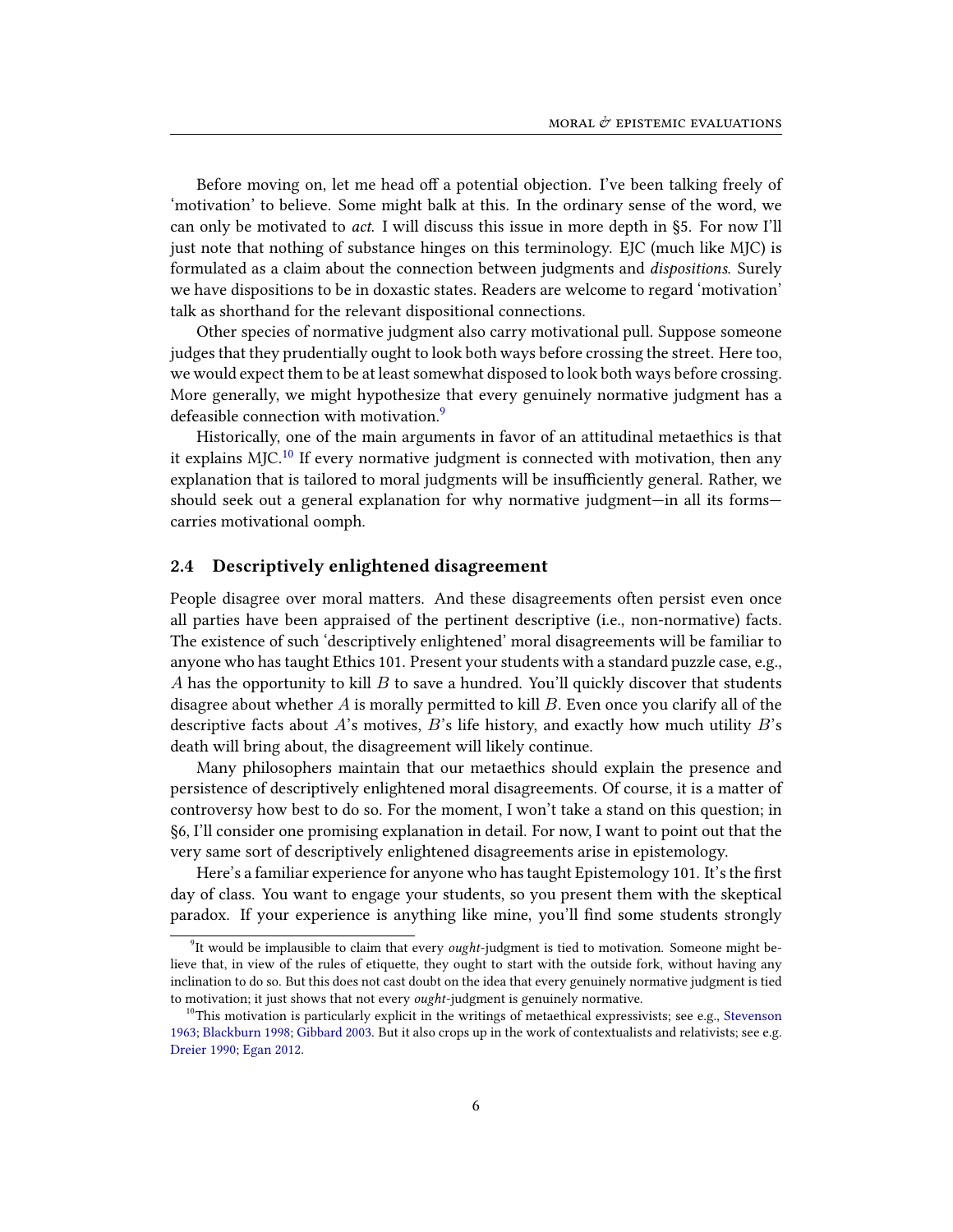Before moving on, let me head off a potential objection. I've been talking freely of 'motivation' to believe. Some might balk at this. In the ordinary sense of the word, we can only be motivated to *act*. I will discuss this issue in more depth in §5. For now I'll just note that nothing of substance hinges on this terminology. EJC (much like MJC) is formulated as a claim about the connection between judgments and *dispositions*. Surely we have dispositions to be in doxastic states. Readers are welcome to regard 'motivation' talk as shorthand for the relevant dispositional connections.

Other species of normative judgment also carry motivational pull. Suppose someone judges that they prudentially ought to look both ways before crossing the street. Here too, we would expect them to be at least somewhat disposed to look both ways before crossing. More generally, we might hypothesize that every genuinely normative judgment has a defeasible connection with motivation.[9]

Historically, one of the main arguments in favor of an attitudinal metaethics is that it explains MJC.[10] If every normative judgment is connected with motivation, then any explanation that is tailored to moral judgments will be insufficiently general. Rather, we should seek out a general explanation for why normative judgment—in all its forms—carries motivational oomph.

### 2.4 Descriptively enlightened disagreement

People disagree over moral matters. And these disagreements often persist even once all parties have been appraised of the pertinent descriptive (i.e., non-normative) facts. The existence of such 'descriptively enlightened' moral disagreements will be familiar to anyone who has taught Ethics 101. Present your students with a standard puzzle case, e.g., $A$ has the opportunity to kill $B$ to save a hundred. You'll quickly discover that students disagree about whether $A$ is morally permitted to kill $B$. Even once you clarify all of the descriptive facts about $A$'s motives, $B$'s life history, and exactly how much utility $B$'s death will bring about, the disagreement will likely continue.

Many philosophers maintain that our metaethics should explain the presence and persistence of descriptively enlightened moral disagreements. Of course, it is a matter of controversy how best to do so. For the moment, I won't take a stand on this question; in §6, I'll consider one promising explanation in detail. For now, I want to point out that the very same sort of descriptively enlightened disagreements arise in epistemology.

Here's a familiar experience for anyone who has taught Epistemology 101. It's the first day of class. You want to engage your students, so you present them with the skeptical paradox. If your experience is anything like mine, you'll find some students strongly

[9] It would be implausible to claim that every *ought*-judgment is tied to motivation. Someone might believe that, in view of the rules of etiquette, they ought to start with the outside fork, without having any inclination to do so. But this does not cast doubt on the idea that every genuinely normative judgment is tied to motivation; it just shows that not every *ought*-judgment is genuinely normative.

[10] This motivation is particularly explicit in the writings of metaethical expressivists; see e.g., Stevenson 1963; Blackburn 1998; Gibbard 2003. But it also crops up in the work of contextualists and relativists; see e.g. Dreier 1990; Egan 2012.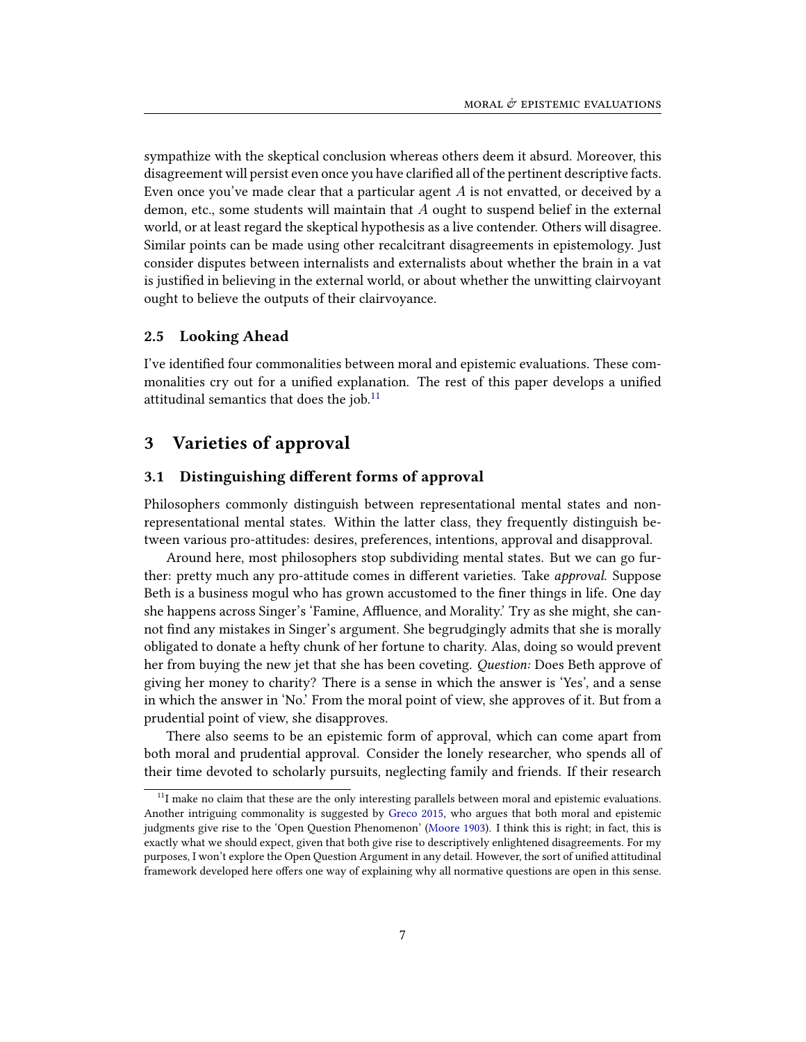sympathize with the skeptical conclusion whereas others deem it absurd. Moreover, this disagreement will persist even once you have clarified all of the pertinent descriptive facts. Even once you've made clear that a particular agent $A$ is not envatted, or deceived by a demon, etc., some students will maintain that $A$ ought to suspend belief in the external world, or at least regard the skeptical hypothesis as a live contender. Others will disagree. Similar points can be made using other recalcitrant disagreements in epistemology. Just consider disputes between internalists and externalists about whether the brain in a vat is justified in believing in the external world, or about whether the unwitting clairvoyant ought to believe the outputs of their clairvoyance.

### 2.5 Looking Ahead

I've identified four commonalities between moral and epistemic evaluations. These commonalities cry out for a unified explanation. The rest of this paper develops a unified attitudinal semantics that does the job.[11]

## 3 Varieties of approval

### 3.1 Distinguishing different forms of approval

Philosophers commonly distinguish between representational mental states and non-representational mental states. Within the latter class, they frequently distinguish between various pro-attitudes: desires, preferences, intentions, approval and disapproval.

Around here, most philosophers stop subdividing mental states. But we can go further: pretty much any pro-attitude comes in different varieties. Take *approval*. Suppose Beth is a business mogul who has grown accustomed to the finer things in life. One day she happens across Singer's 'Famine, Affluence, and Morality.' Try as she might, she cannot find any mistakes in Singer's argument. She begrudgingly admits that she is morally obligated to donate a hefty chunk of her fortune to charity. Alas, doing so would prevent her from buying the new jet that she has been coveting. *Question:* Does Beth approve of giving her money to charity? There is a sense in which the answer is 'Yes', and a sense in which the answer in 'No.' From the moral point of view, she approves of it. But from a prudential point of view, she disapproves.

There also seems to be an epistemic form of approval, which can come apart from both moral and prudential approval. Consider the lonely researcher, who spends all of their time devoted to scholarly pursuits, neglecting family and friends. If their research

[11] I make no claim that these are the only interesting parallels between moral and epistemic evaluations. Another intriguing commonality is suggested by Greco 2015, who argues that both moral and epistemic judgments give rise to the 'Open Question Phenomenon' (Moore 1903). I think this is right; in fact, this is exactly what we should expect, given that both give rise to descriptively enlightened disagreements. For my purposes, I won't explore the Open Question Argument in any detail. However, the sort of unified attitudinal framework developed here offers one way of explaining why all normative questions are open in this sense.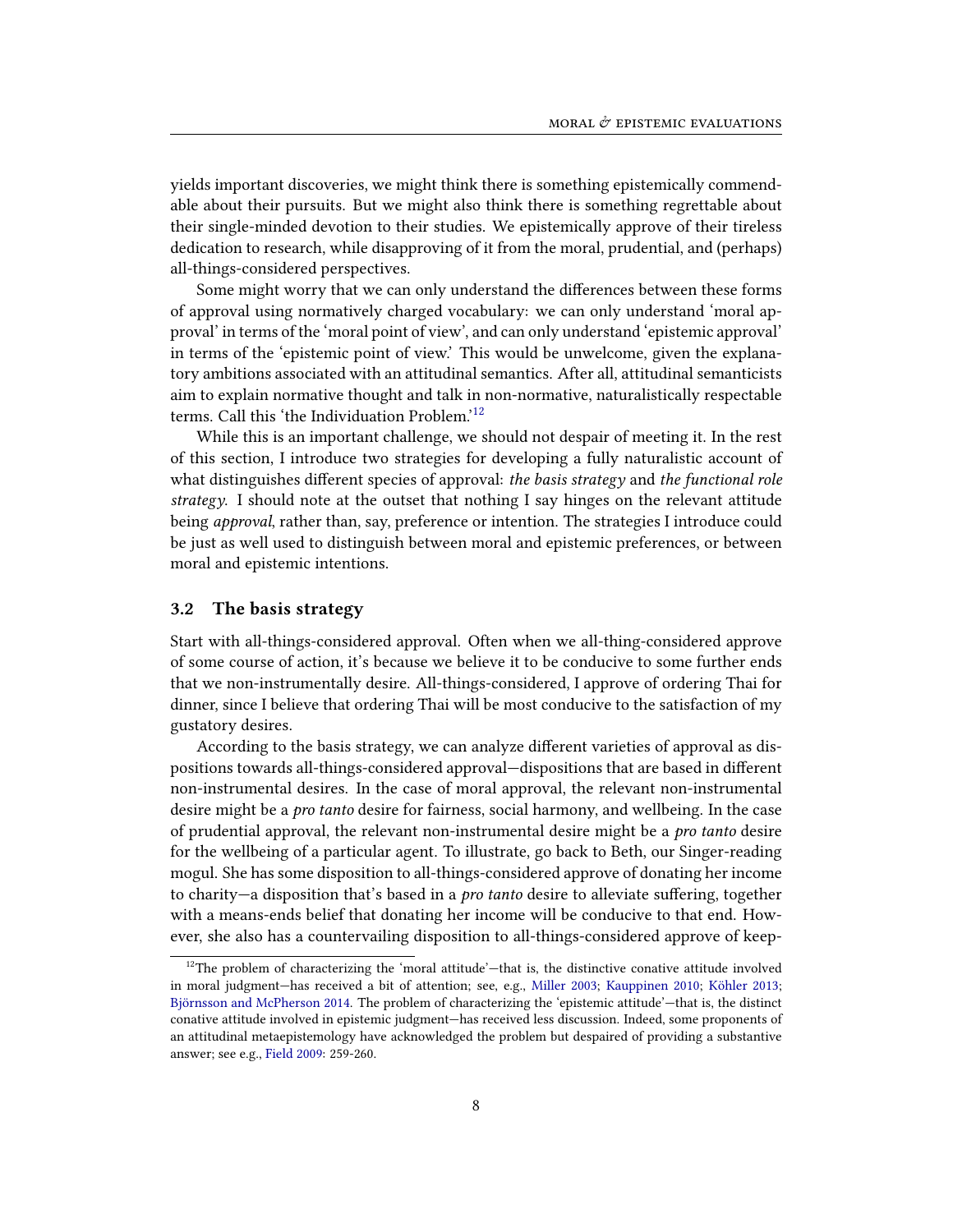yields important discoveries, we might think there is something epistemically commendable about their pursuits. But we might also think there is something regrettable about their single-minded devotion to their studies. We epistemically approve of their tireless dedication to research, while disapproving of it from the moral, prudential, and (perhaps) all-things-considered perspectives.

Some might worry that we can only understand the differences between these forms of approval using normatively charged vocabulary: we can only understand 'moral approval' in terms of the 'moral point of view', and can only understand 'epistemic approval' in terms of the 'epistemic point of view.' This would be unwelcome, given the explanatory ambitions associated with an attitudinal semantics. After all, attitudinal semanticists aim to explain normative thought and talk in non-normative, naturalistically respectable terms. Call this 'the Individuation Problem.'[12]

While this is an important challenge, we should not despair of meeting it. In the rest of this section, I introduce two strategies for developing a fully naturalistic account of what distinguishes different species of approval: *the basis strategy* and *the functional role strategy*. I should note at the outset that nothing I say hinges on the relevant attitude being *approval*, rather than, say, preference or intention. The strategies I introduce could be just as well used to distinguish between moral and epistemic preferences, or between moral and epistemic intentions.

### 3.2 The basis strategy

Start with all-things-considered approval. Often when we all-thing-considered approve of some course of action, it's because we believe it to be conducive to some further ends that we non-instrumentally desire. All-things-considered, I approve of ordering Thai for dinner, since I believe that ordering Thai will be most conducive to the satisfaction of my gustatory desires.

According to the basis strategy, we can analyze different varieties of approval as dispositions towards all-things-considered approval—dispositions that are based in different non-instrumental desires. In the case of moral approval, the relevant non-instrumental desire might be a *pro tanto* desire for fairness, social harmony, and wellbeing. In the case of prudential approval, the relevant non-instrumental desire might be a *pro tanto* desire for the wellbeing of a particular agent. To illustrate, go back to Beth, our Singer-reading mogul. She has some disposition to all-things-considered approve of donating her income to charity—a disposition that's based in a *pro tanto* desire to alleviate suffering, together with a means-ends belief that donating her income will be conducive to that end. However, she also has a countervailing disposition to all-things-considered approve of keep-

[12] The problem of characterizing the 'moral attitude'—that is, the distinctive conative attitude involved in moral judgment—has received a bit of attention; see, e.g., Miller 2003; Kauppinen 2010; Köhler 2013; Björnsson and McPherson 2014. The problem of characterizing the 'epistemic attitude'—that is, the distinct conative attitude involved in epistemic judgment—has received less discussion. Indeed, some proponents of an attitudinal metaepistemology have acknowledged the problem but despaired of providing a substantive answer; see e.g., Field 2009: 259-260.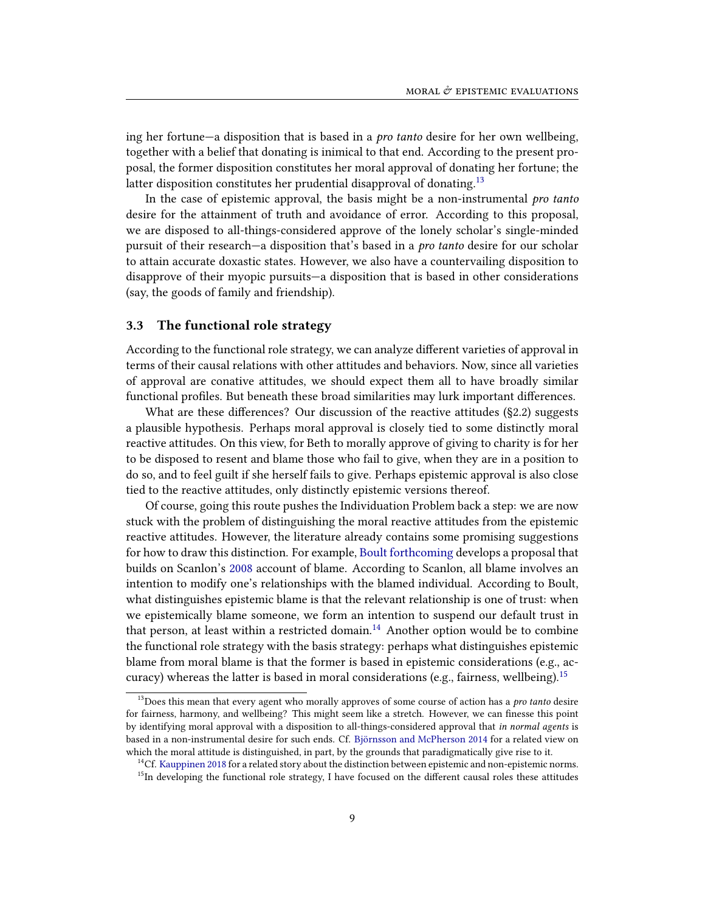ing her fortune—a disposition that is based in a *pro tanto* desire for her own wellbeing, together with a belief that donating is inimical to that end. According to the present proposal, the former disposition constitutes her moral approval of donating her fortune; the latter disposition constitutes her prudential disapproval of donating.[13]

In the case of epistemic approval, the basis might be a non-instrumental *pro tanto* desire for the attainment of truth and avoidance of error. According to this proposal, we are disposed to all-things-considered approve of the lonely scholar's single-minded pursuit of their research—a disposition that's based in a *pro tanto* desire for our scholar to attain accurate doxastic states. However, we also have a countervailing disposition to disapprove of their myopic pursuits—a disposition that is based in other considerations (say, the goods of family and friendship).

### 3.3 The functional role strategy

According to the functional role strategy, we can analyze different varieties of approval in terms of their causal relations with other attitudes and behaviors. Now, since all varieties of approval are conative attitudes, we should expect them all to have broadly similar functional profiles. But beneath these broad similarities may lurk important differences.

What are these differences? Our discussion of the reactive attitudes (§2.2) suggests a plausible hypothesis. Perhaps moral approval is closely tied to some distinctly moral reactive attitudes. On this view, for Beth to morally approve of giving to charity is for her to be disposed to resent and blame those who fail to give, when they are in a position to do so, and to feel guilt if she herself fails to give. Perhaps epistemic approval is also close tied to the reactive attitudes, only distinctly epistemic versions thereof.

Of course, going this route pushes the Individuation Problem back a step: we are now stuck with the problem of distinguishing the moral reactive attitudes from the epistemic reactive attitudes. However, the literature already contains some promising suggestions for how to draw this distinction. For example, Boult forthcoming develops a proposal that builds on Scanlon's 2008 account of blame. According to Scanlon, all blame involves an intention to modify one's relationships with the blamed individual. According to Boult, what distinguishes epistemic blame is that the relevant relationship is one of trust: when we epistemically blame someone, we form an intention to suspend our default trust in that person, at least within a restricted domain.[14] Another option would be to combine the functional role strategy with the basis strategy: perhaps what distinguishes epistemic blame from moral blame is that the former is based in epistemic considerations (e.g., accuracy) whereas the latter is based in moral considerations (e.g., fairness, wellbeing).[15]

[13] Does this mean that every agent who morally approves of some course of action has a *pro tanto* desire for fairness, harmony, and wellbeing? This might seem like a stretch. However, we can finesse this point by identifying moral approval with a disposition to all-things-considered approval that *in normal agents* is based in a non-instrumental desire for such ends. Cf. Björnsson and McPherson 2014 for a related view on which the moral attitude is distinguished, in part, by the grounds that paradigmatically give rise to it.

[14] Cf. Kauppinen 2018 for a related story about the distinction between epistemic and non-epistemic norms.

[15] In developing the functional role strategy, I have focused on the different causal roles these attitudes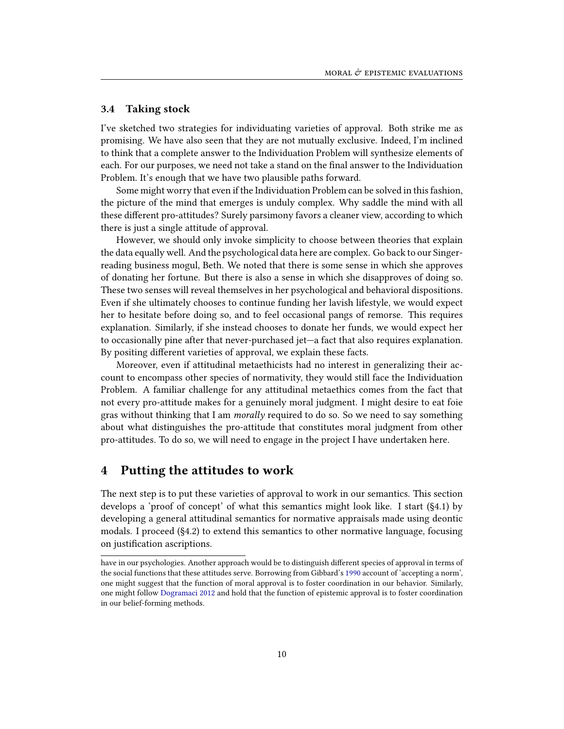### 3.4 Taking stock

I've sketched two strategies for individuating varieties of approval. Both strike me as promising. We have also seen that they are not mutually exclusive. Indeed, I'm inclined to think that a complete answer to the Individuation Problem will synthesize elements of each. For our purposes, we need not take a stand on the final answer to the Individuation Problem. It's enough that we have two plausible paths forward.

Some might worry that even if the Individuation Problem can be solved in this fashion, the picture of the mind that emerges is unduly complex. Why saddle the mind with all these different pro-attitudes? Surely parsimony favors a cleaner view, according to which there is just a single attitude of approval.

However, we should only invoke simplicity to choose between theories that explain the data equally well. And the psychological data here are complex. Go back to our Singer-reading business mogul, Beth. We noted that there is some sense in which she approves of donating her fortune. But there is also a sense in which she disapproves of doing so. These two senses will reveal themselves in her psychological and behavioral dispositions. Even if she ultimately chooses to continue funding her lavish lifestyle, we would expect her to hesitate before doing so, and to feel occasional pangs of remorse. This requires explanation. Similarly, if she instead chooses to donate her funds, we would expect her to occasionally pine after that never-purchased jet—a fact that also requires explanation. By positing different varieties of approval, we explain these facts.

Moreover, even if attitudinal metaethicists had no interest in generalizing their account to encompass other species of normativity, they would still face the Individuation Problem. A familiar challenge for any attitudinal metaethics comes from the fact that not every pro-attitude makes for a genuinely moral judgment. I might desire to eat foie gras without thinking that I am *morally* required to do so. So we need to say something about what distinguishes the pro-attitude that constitutes moral judgment from other pro-attitudes. To do so, we will need to engage in the project I have undertaken here.

## 4 Putting the attitudes to work

The next step is to put these varieties of approval to work in our semantics. This section develops a 'proof of concept' of what this semantics might look like. I start (§4.1) by developing a general attitudinal semantics for normative appraisals made using deontic modals. I proceed (§4.2) to extend this semantics to other normative language, focusing on justification ascriptions.

have in our psychologies. Another approach would be to distinguish different species of approval in terms of the social functions that these attitudes serve. Borrowing from Gibbard's 1990 account of 'accepting a norm', one might suggest that the function of moral approval is to foster coordination in our behavior. Similarly, one might follow Dogramaci 2012 and hold that the function of epistemic approval is to foster coordination in our belief-forming methods.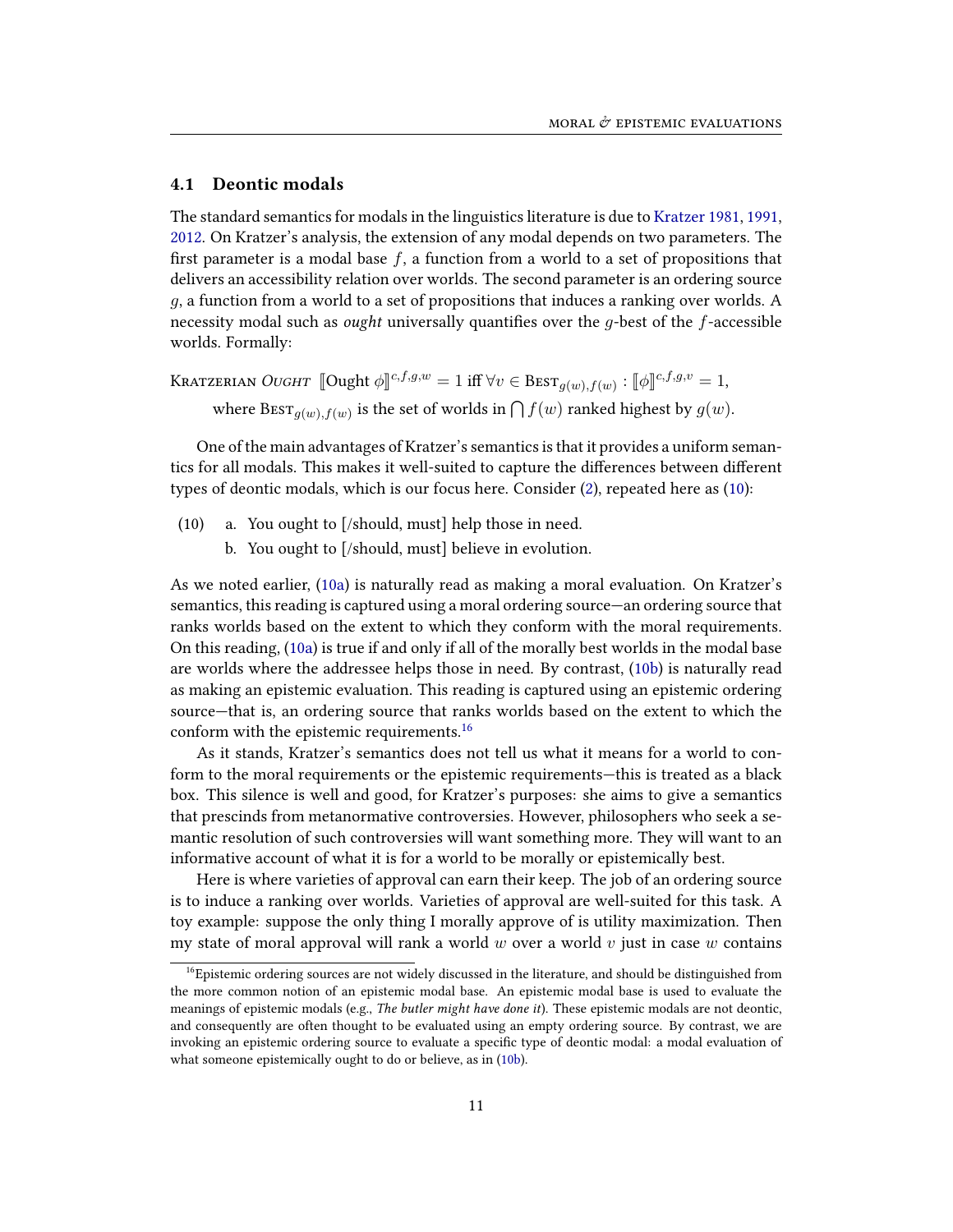### 4.1 Deontic modals

The standard semantics for modals in the linguistics literature is due to Kratzer 1981, 1991, 2012. On Kratzer's analysis, the extension of any modal depends on two parameters. The first parameter is a modal base $f$, a function from a world to a set of propositions that delivers an accessibility relation over worlds. The second parameter is an ordering source $g$, a function from a world to a set of propositions that induces a ranking over worlds. A necessity modal such as *ought* universally quantifies over the $g$-best of the $f$-accessible worlds. Formally:

Kratzerian *Ought* $[\![\text{Ought } \phi]\!]^{c,f,g,w} = 1$ iff $\forall v \in \textsc{Best}_{g(w),f(w)} : [\![\phi]\!]^{c,f,g,v} = 1$,

where $\textsc{Best}_{g(w),f(w)}$ is the set of worlds in $\bigcap f(w)$ ranked highest by $g(w)$.

One of the main advantages of Kratzer's semantics is that it provides a uniform semantics for all modals. This makes it well-suited to capture the differences between different types of deontic modals, which is our focus here. Consider (2), repeated here as (10):

(10) a. You ought to [/should, must] help those in need.
b. You ought to [/should, must] believe in evolution.

As we noted earlier, (10a) is naturally read as making a moral evaluation. On Kratzer's semantics, this reading is captured using a moral ordering source—an ordering source that ranks worlds based on the extent to which they conform with the moral requirements. On this reading, (10a) is true if and only if all of the morally best worlds in the modal base are worlds where the addressee helps those in need. By contrast, (10b) is naturally read as making an epistemic evaluation. This reading is captured using an epistemic ordering source—that is, an ordering source that ranks worlds based on the extent to which the conform with the epistemic requirements.[16]

As it stands, Kratzer's semantics does not tell us what it means for a world to conform to the moral requirements or the epistemic requirements—this is treated as a black box. This silence is well and good, for Kratzer's purposes: she aims to give a semantics that prescinds from metanormative controversies. However, philosophers who seek a semantic resolution of such controversies will want something more. They will want to an informative account of what it is for a world to be morally or epistemically best.

Here is where varieties of approval can earn their keep. The job of an ordering source is to induce a ranking over worlds. Varieties of approval are well-suited for this task. A toy example: suppose the only thing I morally approve of is utility maximization. Then my state of moral approval will rank a world $w$ over a world $v$ just in case $w$ contains

[16] Epistemic ordering sources are not widely discussed in the literature, and should be distinguished from the more common notion of an epistemic modal base. An epistemic modal base is used to evaluate the meanings of epistemic modals (e.g., *The butler might have done it*). These epistemic modals are not deontic, and consequently are often thought to be evaluated using an empty ordering source. By contrast, we are invoking an epistemic ordering source to evaluate a specific type of deontic modal: a modal evaluation of what someone epistemically ought to do or believe, as in (10b).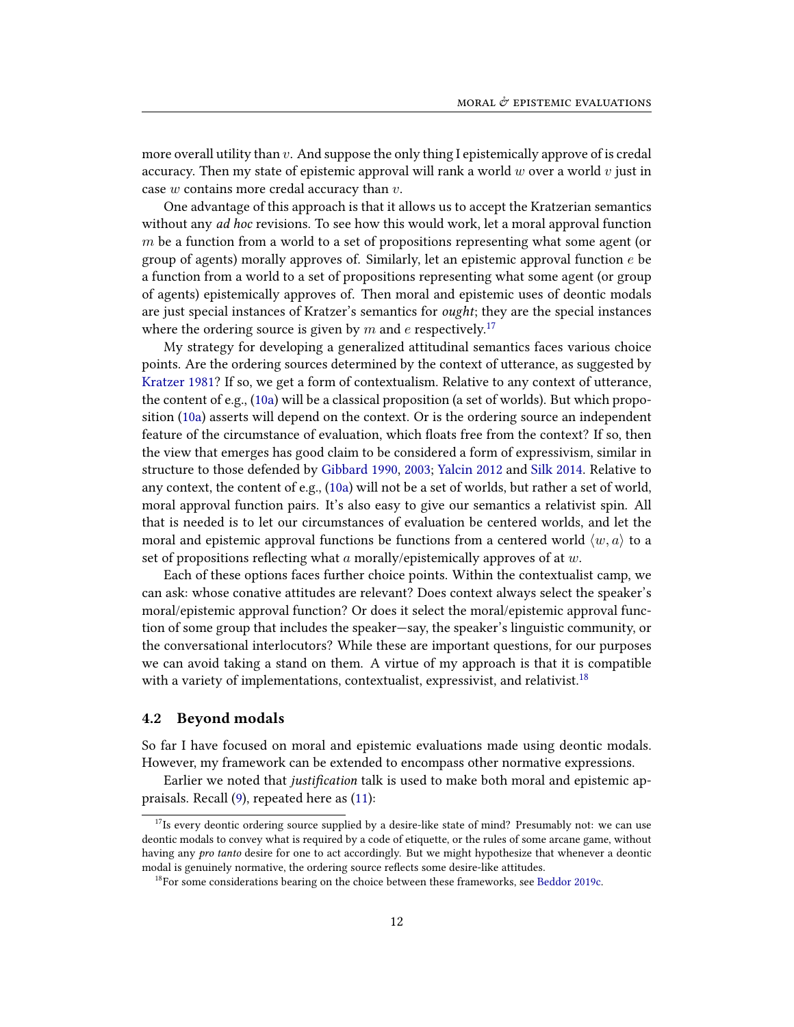more overall utility than $v$. And suppose the only thing I epistemically approve of is credal accuracy. Then my state of epistemic approval will rank a world $w$ over a world $v$ just in case $w$ contains more credal accuracy than $v$.

One advantage of this approach is that it allows us to accept the Kratzerian semantics without any *ad hoc* revisions. To see how this would work, let a moral approval function $m$ be a function from a world to a set of propositions representing what some agent (or group of agents) morally approves of. Similarly, let an epistemic approval function $e$ be a function from a world to a set of propositions representing what some agent (or group of agents) epistemically approves of. Then moral and epistemic uses of deontic modals are just special instances of Kratzer's semantics for *ought*; they are the special instances where the ordering source is given by $m$ and $e$ respectively.[17]

My strategy for developing a generalized attitudinal semantics faces various choice points. Are the ordering sources determined by the context of utterance, as suggested by Kratzer 1981? If so, we get a form of contextualism. Relative to any context of utterance, the content of e.g., (10a) will be a classical proposition (a set of worlds). But which proposition (10a) asserts will depend on the context. Or is the ordering source an independent feature of the circumstance of evaluation, which floats free from the context? If so, then the view that emerges has good claim to be considered a form of expressivism, similar in structure to those defended by Gibbard 1990, 2003; Yalcin 2012 and Silk 2014. Relative to any context, the content of e.g., (10a) will not be a set of worlds, but rather a set of world, moral approval function pairs. It's also easy to give our semantics a relativist spin. All that is needed is to let our circumstances of evaluation be centered worlds, and let the moral and epistemic approval functions be functions from a centered world $\langle w, a \rangle$ to a set of propositions reflecting what $a$ morally/epistemically approves of at $w$.

Each of these options faces further choice points. Within the contextualist camp, we can ask: whose conative attitudes are relevant? Does context always select the speaker's moral/epistemic approval function? Or does it select the moral/epistemic approval function of some group that includes the speaker—say, the speaker's linguistic community, or the conversational interlocutors? While these are important questions, for our purposes we can avoid taking a stand on them. A virtue of my approach is that it is compatible with a variety of implementations, contextualist, expressivist, and relativist.[18]

### 4.2 Beyond modals

So far I have focused on moral and epistemic evaluations made using deontic modals. However, my framework can be extended to encompass other normative expressions.

Earlier we noted that *justification* talk is used to make both moral and epistemic appraisals. Recall (9), repeated here as (11):

[17] Is every deontic ordering source supplied by a desire-like state of mind? Presumably not: we can use deontic modals to convey what is required by a code of etiquette, or the rules of some arcane game, without having any *pro tanto* desire for one to act accordingly. But we might hypothesize that whenever a deontic modal is genuinely normative, the ordering source reflects some desire-like attitudes.

[18] For some considerations bearing on the choice between these frameworks, see Beddor 2019c.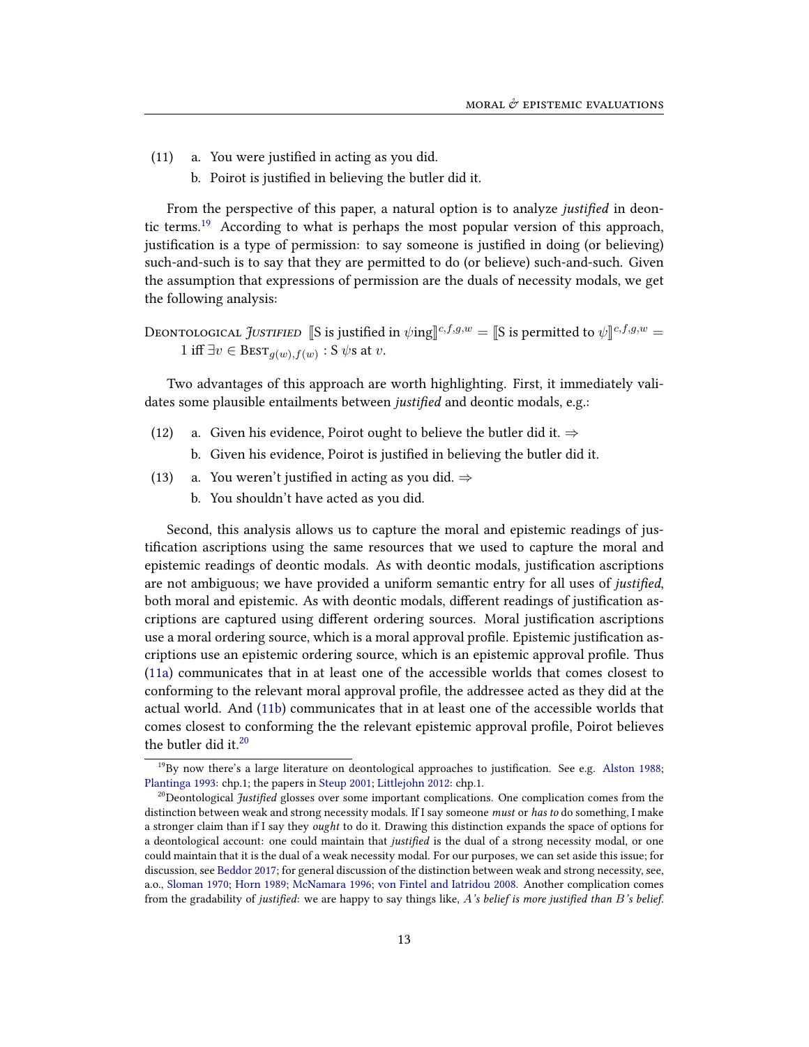(11) a. You were justified in acting as you did.

b. Poirot is justified in believing the butler did it.

From the perspective of this paper, a natural option is to analyze *justified* in deontic terms.[19] According to what is perhaps the most popular version of this approach, justification is a type of permission: to say someone is justified in doing (or believing) such-and-such is to say that they are permitted to do (or believe) such-and-such. Given the assumption that expressions of permission are the duals of necessity modals, we get the following analysis:

Deontological *Justified* $[\![\text{S is justified in } \psi\text{ing}]\!]^{c,f,g,w} = [\![\text{S is permitted to } \psi]\!]^{c,f,g,w} =$ 1 iff $\exists v \in \textsc{Best}_{g(w),f(w)}$ : S $\psi$s at $v$.

Two advantages of this approach are worth highlighting. First, it immediately validates some plausible entailments between *justified* and deontic modals, e.g.:

(12) a. Given his evidence, Poirot ought to believe the butler did it. $\Rightarrow$

b. Given his evidence, Poirot is justified in believing the butler did it.

(13) a. You weren't justified in acting as you did. $\Rightarrow$

b. You shouldn't have acted as you did.

Second, this analysis allows us to capture the moral and epistemic readings of justification ascriptions using the same resources that we used to capture the moral and epistemic readings of deontic modals. As with deontic modals, justification ascriptions are not ambiguous; we have provided a uniform semantic entry for all uses of *justified*, both moral and epistemic. As with deontic modals, different readings of justification ascriptions are captured using different ordering sources. Moral justification ascriptions use a moral ordering source, which is a moral approval profile. Epistemic justification ascriptions use an epistemic ordering source, which is an epistemic approval profile. Thus (11a) communicates that in at least one of the accessible worlds that comes closest to conforming to the relevant moral approval profile, the addressee acted as they did at the actual world. And (11b) communicates that in at least one of the accessible worlds that comes closest to conforming the the relevant epistemic approval profile, Poirot believes the butler did it.[20]

---

[19] By now there's a large literature on deontological approaches to justification. See e.g. Alston 1988; Plantinga 1993: chp.1; the papers in Steup 2001; Littlejohn 2012: chp.1.

[20] Deontological *Justified* glosses over some important complications. One complication comes from the distinction between weak and strong necessity modals. If I say someone *must* or *has to* do something, I make a stronger claim than if I say they *ought* to do it. Drawing this distinction expands the space of options for a deontological account: one could maintain that *justified* is the dual of a strong necessity modal, or one could maintain that it is the dual of a weak necessity modal. For our purposes, we can set aside this issue; for discussion, see Beddor 2017; for general discussion of the distinction between weak and strong necessity, see, a.o., Sloman 1970; Horn 1989; McNamara 1996; von Fintel and Iatridou 2008. Another complication comes from the gradability of *justified*: we are happy to say things like, *A's belief is more justified than B's belief.*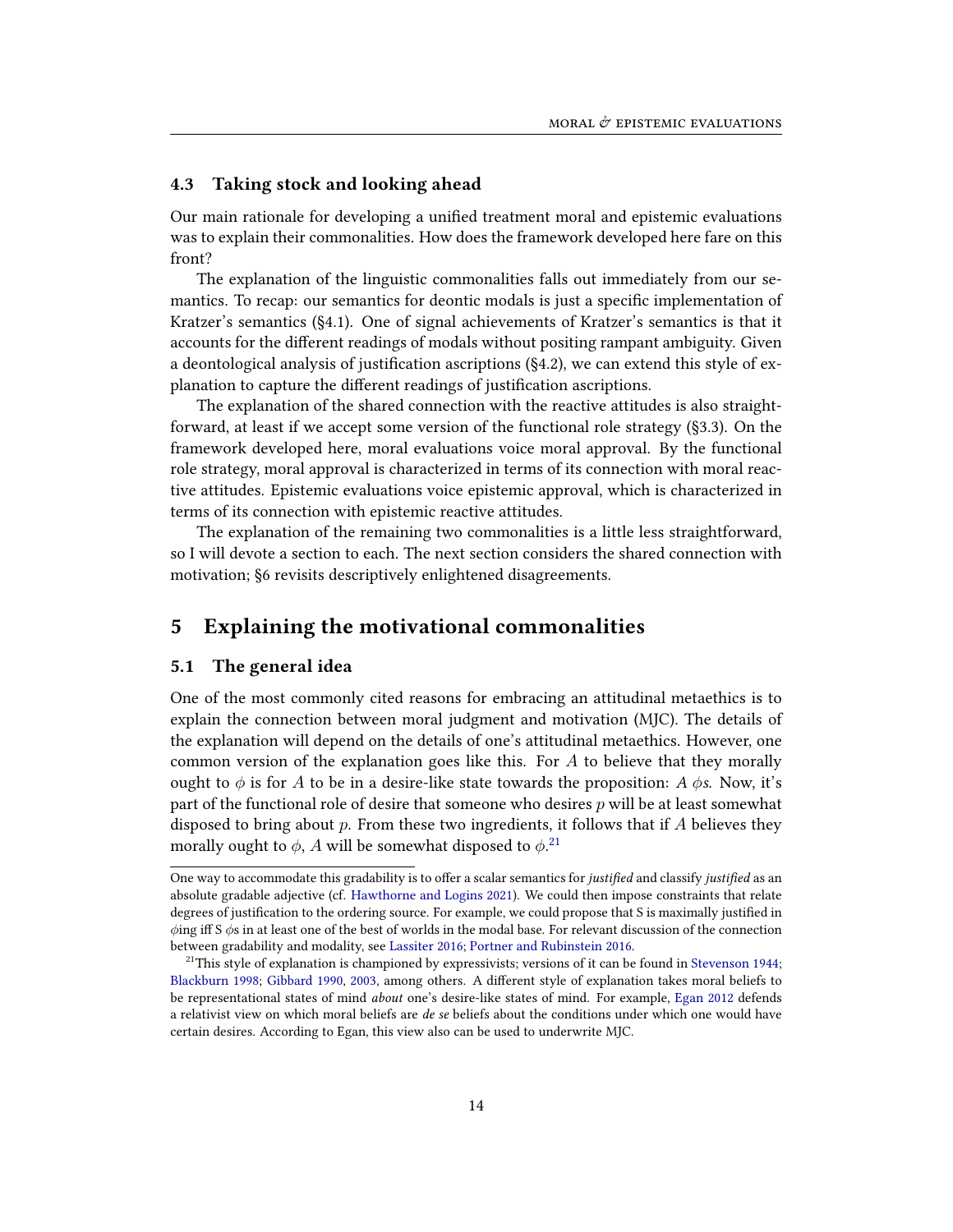## 4.3 Taking stock and looking ahead

Our main rationale for developing a unified treatment moral and epistemic evaluations was to explain their commonalities. How does the framework developed here fare on this front?

The explanation of the linguistic commonalities falls out immediately from our semantics. To recap: our semantics for deontic modals is just a specific implementation of Kratzer's semantics (§4.1). One of signal achievements of Kratzer's semantics is that it accounts for the different readings of modals without positing rampant ambiguity. Given a deontological analysis of justification ascriptions (§4.2), we can extend this style of explanation to capture the different readings of justification ascriptions.

The explanation of the shared connection with the reactive attitudes is also straightforward, at least if we accept some version of the functional role strategy (§3.3). On the framework developed here, moral evaluations voice moral approval. By the functional role strategy, moral approval is characterized in terms of its connection with moral reactive attitudes. Epistemic evaluations voice epistemic approval, which is characterized in terms of its connection with epistemic reactive attitudes.

The explanation of the remaining two commonalities is a little less straightforward, so I will devote a section to each. The next section considers the shared connection with motivation; §6 revisits descriptively enlightened disagreements.

# 5 Explaining the motivational commonalities

## 5.1 The general idea

One of the most commonly cited reasons for embracing an attitudinal metaethics is to explain the connection between moral judgment and motivation (MJC). The details of the explanation will depend on the details of one's attitudinal metaethics. However, one common version of the explanation goes like this. For $A$ to believe that they morally ought to $\phi$ is for $A$ to be in a desire-like state towards the proposition: $A$ $\phi$*s*. Now, it's part of the functional role of desire that someone who desires $p$ will be at least somewhat disposed to bring about $p$. From these two ingredients, it follows that if $A$ believes they morally ought to $\phi$, $A$ will be somewhat disposed to $\phi$.[21]

---

One way to accommodate this gradability is to offer a scalar semantics for *justified* and classify *justified* as an absolute gradable adjective (cf. Hawthorne and Logins 2021). We could then impose constraints that relate degrees of justification to the ordering source. For example, we could propose that S is maximally justified in $\phi$ing iff S $\phi$s in at least one of the best of worlds in the modal base. For relevant discussion of the connection between gradability and modality, see Lassiter 2016; Portner and Rubinstein 2016.

[21] This style of explanation is championed by expressivists; versions of it can be found in Stevenson 1944; Blackburn 1998; Gibbard 1990, 2003, among others. A different style of explanation takes moral beliefs to be representational states of mind *about* one's desire-like states of mind. For example, Egan 2012 defends a relativist view on which moral beliefs are *de se* beliefs about the conditions under which one would have certain desires. According to Egan, this view also can be used to underwrite MJC.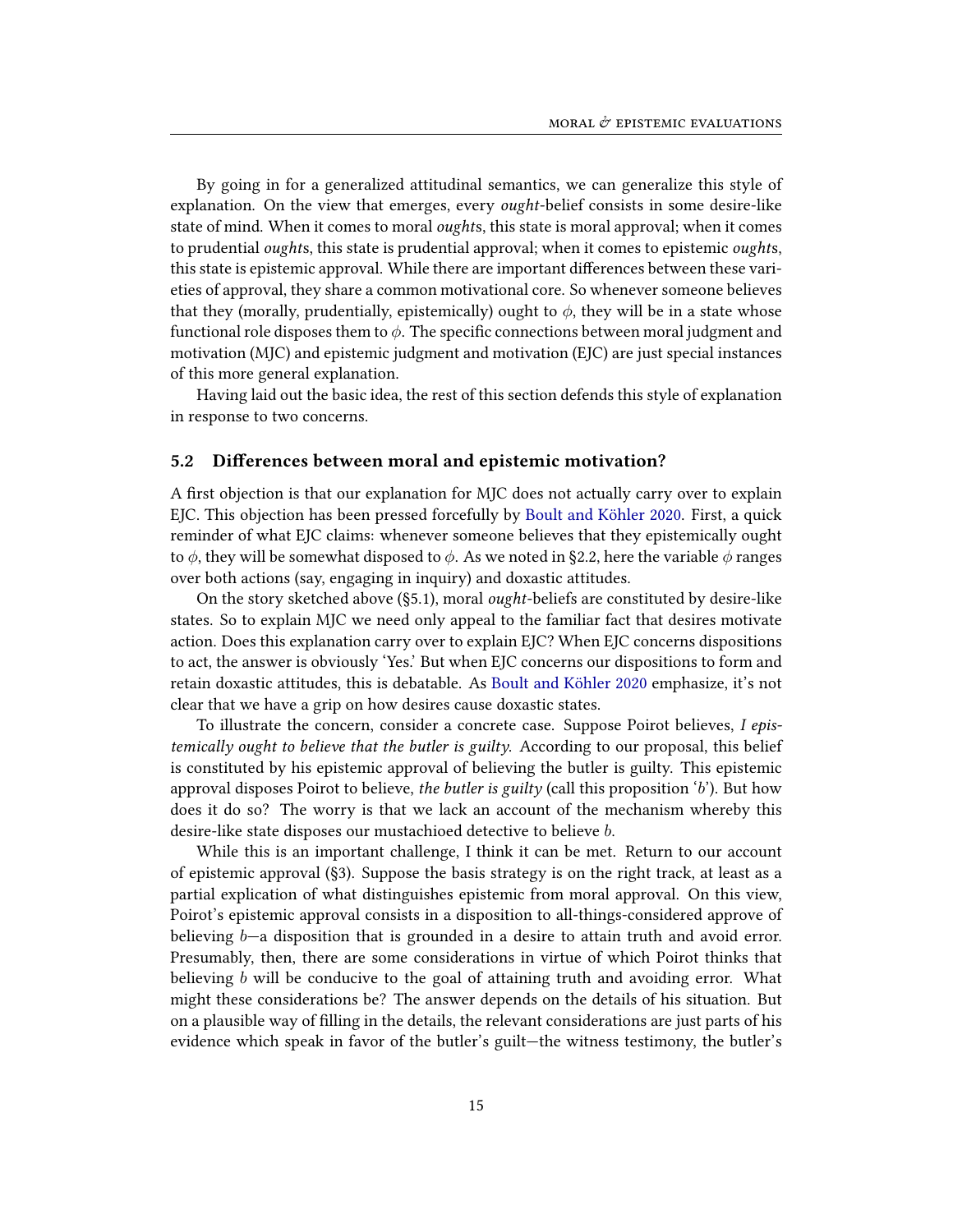By going in for a generalized attitudinal semantics, we can generalize this style of explanation. On the view that emerges, every *ought*-belief consists in some desire-like state of mind. When it comes to moral *ought*s, this state is moral approval; when it comes to prudential *ought*s, this state is prudential approval; when it comes to epistemic *ought*s, this state is epistemic approval. While there are important differences between these varieties of approval, they share a common motivational core. So whenever someone believes that they (morally, prudentially, epistemically) ought to $\phi$, they will be in a state whose functional role disposes them to $\phi$. The specific connections between moral judgment and motivation (MJC) and epistemic judgment and motivation (EJC) are just special instances of this more general explanation.

Having laid out the basic idea, the rest of this section defends this style of explanation in response to two concerns.

## 5.2 Differences between moral and epistemic motivation?

A first objection is that our explanation for MJC does not actually carry over to explain EJC. This objection has been pressed forcefully by Boult and Köhler 2020. First, a quick reminder of what EJC claims: whenever someone believes that they epistemically ought to $\phi$, they will be somewhat disposed to $\phi$. As we noted in §2.2, here the variable $\phi$ ranges over both actions (say, engaging in inquiry) and doxastic attitudes.

On the story sketched above (§5.1), moral *ought*-beliefs are constituted by desire-like states. So to explain MJC we need only appeal to the familiar fact that desires motivate action. Does this explanation carry over to explain EJC? When EJC concerns dispositions to act, the answer is obviously 'Yes.' But when EJC concerns our dispositions to form and retain doxastic attitudes, this is debatable. As Boult and Köhler 2020 emphasize, it's not clear that we have a grip on how desires cause doxastic states.

To illustrate the concern, consider a concrete case. Suppose Poirot believes, *I epistemically ought to believe that the butler is guilty.* According to our proposal, this belief is constituted by his epistemic approval of believing the butler is guilty. This epistemic approval disposes Poirot to believe, *the butler is guilty* (call this proposition '$b$'). But how does it do so? The worry is that we lack an account of the mechanism whereby this desire-like state disposes our mustachioed detective to believe $b$.

While this is an important challenge, I think it can be met. Return to our account of epistemic approval (§3). Suppose the basis strategy is on the right track, at least as a partial explication of what distinguishes epistemic from moral approval. On this view, Poirot's epistemic approval consists in a disposition to all-things-considered approve of believing $b$—a disposition that is grounded in a desire to attain truth and avoid error. Presumably, then, there are some considerations in virtue of which Poirot thinks that believing $b$ will be conducive to the goal of attaining truth and avoiding error. What might these considerations be? The answer depends on the details of his situation. But on a plausible way of filling in the details, the relevant considerations are just parts of his evidence which speak in favor of the butler's guilt—the witness testimony, the butler's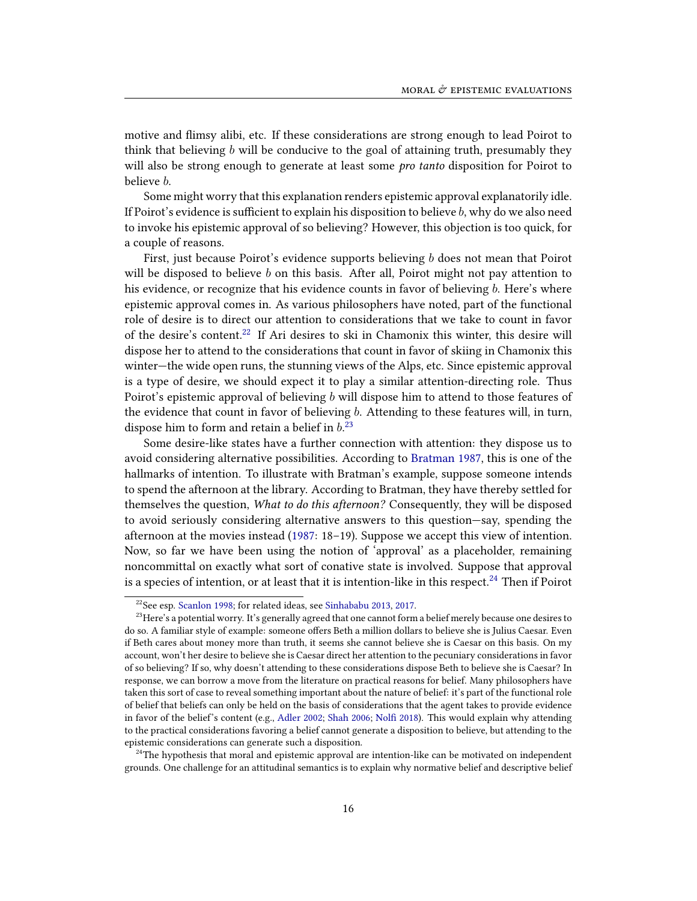motive and flimsy alibi, etc. If these considerations are strong enough to lead Poirot to think that believing $b$ will be conducive to the goal of attaining truth, presumably they will also be strong enough to generate at least some *pro tanto* disposition for Poirot to believe $b$.

Some might worry that this explanation renders epistemic approval explanatorily idle. If Poirot's evidence is sufficient to explain his disposition to believe $b$, why do we also need to invoke his epistemic approval of so believing? However, this objection is too quick, for a couple of reasons.

First, just because Poirot's evidence supports believing $b$ does not mean that Poirot will be disposed to believe $b$ on this basis. After all, Poirot might not pay attention to his evidence, or recognize that his evidence counts in favor of believing $b$. Here's where epistemic approval comes in. As various philosophers have noted, part of the functional role of desire is to direct our attention to considerations that we take to count in favor of the desire's content.[22] If Ari desires to ski in Chamonix this winter, this desire will dispose her to attend to the considerations that count in favor of skiing in Chamonix this winter—the wide open runs, the stunning views of the Alps, etc. Since epistemic approval is a type of desire, we should expect it to play a similar attention-directing role. Thus Poirot's epistemic approval of believing $b$ will dispose him to attend to those features of the evidence that count in favor of believing $b$. Attending to these features will, in turn, dispose him to form and retain a belief in $b$.[23]

Some desire-like states have a further connection with attention: they dispose us to avoid considering alternative possibilities. According to Bratman 1987, this is one of the hallmarks of intention. To illustrate with Bratman's example, suppose someone intends to spend the afternoon at the library. According to Bratman, they have thereby settled for themselves the question, *What to do this afternoon?* Consequently, they will be disposed to avoid seriously considering alternative answers to this question—say, spending the afternoon at the movies instead (1987: 18–19). Suppose we accept this view of intention. Now, so far we have been using the notion of 'approval' as a placeholder, remaining noncommittal on exactly what sort of conative state is involved. Suppose that approval is a species of intention, or at least that it is intention-like in this respect.[24] Then if Poirot

[22] See esp. Scanlon 1998; for related ideas, see Sinhababu 2013, 2017.

[23] Here's a potential worry. It's generally agreed that one cannot form a belief merely because one desires to do so. A familiar style of example: someone offers Beth a million dollars to believe she is Julius Caesar. Even if Beth cares about money more than truth, it seems she cannot believe she is Caesar on this basis. On my account, won't her desire to believe she is Caesar direct her attention to the pecuniary considerations in favor of so believing? If so, why doesn't attending to these considerations dispose Beth to believe she is Caesar? In response, we can borrow a move from the literature on practical reasons for belief. Many philosophers have taken this sort of case to reveal something important about the nature of belief: it's part of the functional role of belief that beliefs can only be held on the basis of considerations that the agent takes to provide evidence in favor of the belief's content (e.g., Adler 2002; Shah 2006; Nolfi 2018). This would explain why attending to the practical considerations favoring a belief cannot generate a disposition to believe, but attending to the epistemic considerations can generate such a disposition.

[24] The hypothesis that moral and epistemic approval are intention-like can be motivated on independent grounds. One challenge for an attitudinal semantics is to explain why normative belief and descriptive belief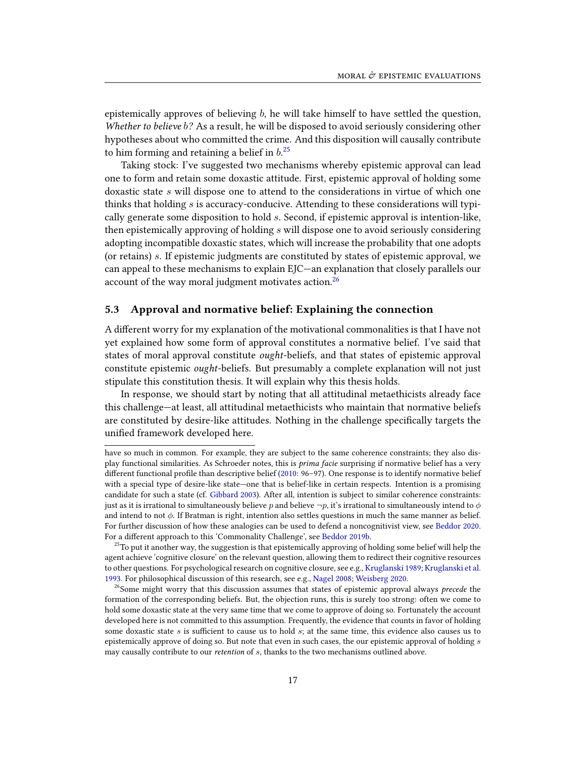epistemically approves of believing $b$, he will take himself to have settled the question, *Whether to believe* $b$? As a result, he will be disposed to avoid seriously considering other hypotheses about who committed the crime. And this disposition will causally contribute to him forming and retaining a belief in $b$.[25]

Taking stock: I've suggested two mechanisms whereby epistemic approval can lead one to form and retain some doxastic attitude. First, epistemic approval of holding some doxastic state $s$ will dispose one to attend to the considerations in virtue of which one thinks that holding $s$ is accuracy-conducive. Attending to these considerations will typically generate some disposition to hold $s$. Second, if epistemic approval is intention-like, then epistemically approving of holding $s$ will dispose one to avoid seriously considering adopting incompatible doxastic states, which will increase the probability that one adopts (or retains) $s$. If epistemic judgments are constituted by states of epistemic approval, we can appeal to these mechanisms to explain EJC—an explanation that closely parallels our account of the way moral judgment motivates action.[26]

### 5.3 Approval and normative belief: Explaining the connection

A different worry for my explanation of the motivational commonalities is that I have not yet explained how some form of approval constitutes a normative belief. I've said that states of moral approval constitute *ought*-beliefs, and that states of epistemic approval constitute epistemic *ought*-beliefs. But presumably a complete explanation will not just stipulate this constitution thesis. It will explain why this thesis holds.

In response, we should start by noting that all attitudinal metaethicists already face this challenge—at least, all attitudinal metaethicists who maintain that normative beliefs are constituted by desire-like attitudes. Nothing in the challenge specifically targets the unified framework developed here.

---

have so much in common. For example, they are subject to the same coherence constraints; they also display functional similarities. As Schroeder notes, this is *prima facie* surprising if normative belief has a very different functional profile than descriptive belief (2010: 96–97). One response is to identify normative belief with a special type of desire-like state—one that is belief-like in certain respects. Intention is a promising candidate for such a state (cf. Gibbard 2003). After all, intention is subject to similar coherence constraints: just as it is irrational to simultaneously believe $p$ and believe $\neg p$, it's irrational to simultaneously intend to $\phi$ and intend to not $\phi$. If Bratman is right, intention also settles questions in much the same manner as belief. For further discussion of how these analogies can be used to defend a noncognitivist view, see Beddor 2020. For a different approach to this 'Commonality Challenge', see Beddor 2019b.

[25] To put it another way, the suggestion is that epistemically approving of holding some belief will help the agent achieve 'cognitive closure' on the relevant question, allowing them to redirect their cognitive resources to other questions. For psychological research on cognitive closure, see e.g., Kruglanski 1989; Kruglanski et al. 1993. For philosophical discussion of this research, see e.g., Nagel 2008; Weisberg 2020.

[26] Some might worry that this discussion assumes that states of epistemic approval always *precede* the formation of the corresponding beliefs. But, the objection runs, this is surely too strong: often we come to hold some doxastic state at the very same time that we come to approve of doing so. Fortunately the account developed here is not committed to this assumption. Frequently, the evidence that counts in favor of holding some doxastic state $s$ is sufficient to cause us to hold $s$; at the same time, this evidence also causes us to epistemically approve of doing so. But note that even in such cases, the our epistemic approval of holding $s$ may causally contribute to our *retention* of $s$, thanks to the two mechanisms outlined above.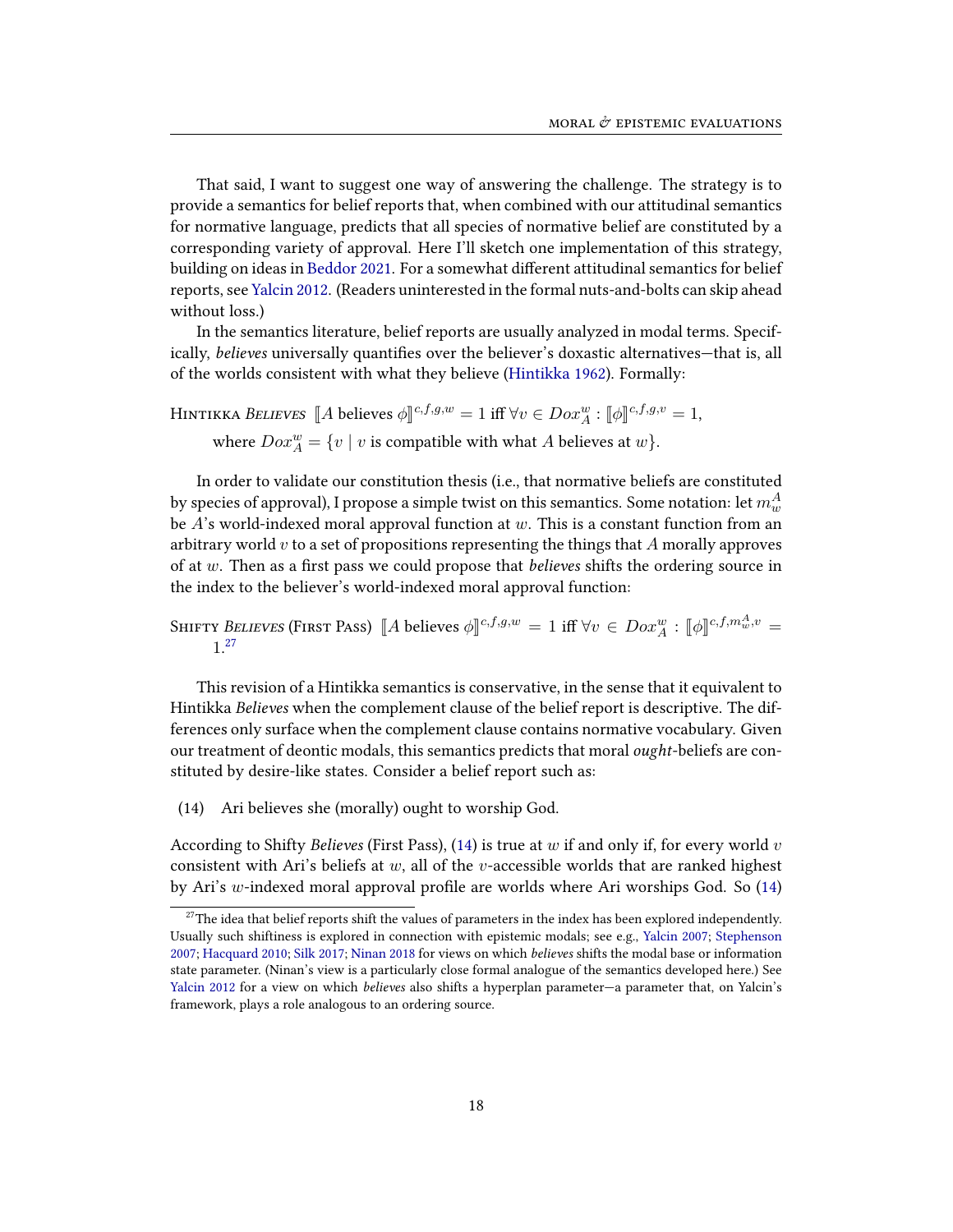That said, I want to suggest one way of answering the challenge. The strategy is to provide a semantics for belief reports that, when combined with our attitudinal semantics for normative language, predicts that all species of normative belief are constituted by a corresponding variety of approval. Here I'll sketch one implementation of this strategy, building on ideas in Beddor 2021. For a somewhat different attitudinal semantics for belief reports, see Yalcin 2012. (Readers uninterested in the formal nuts-and-bolts can skip ahead without loss.)

In the semantics literature, belief reports are usually analyzed in modal terms. Specifically, *believes* universally quantifies over the believer's doxastic alternatives—that is, all of the worlds consistent with what they believe (Hintikka 1962). Formally:

Hintikka *Believes* $[\![A \text{ believes } \phi]\!]^{c,f,g,w} = 1$ iff $\forall v \in Dox^w_A : [\![\phi]\!]^{c,f,g,v} = 1$,

where $Dox^w_A = \{v \mid v \text{ is compatible with what } A \text{ believes at } w\}$.

In order to validate our constitution thesis (i.e., that normative beliefs are constituted by species of approval), I propose a simple twist on this semantics. Some notation: let $m^A_w$ be $A$'s world-indexed moral approval function at $w$. This is a constant function from an arbitrary world $v$ to a set of propositions representing the things that $A$ morally approves of at $w$. Then as a first pass we could propose that *believes* shifts the ordering source in the index to the believer's world-indexed moral approval function:

Shifty *Believes* (First Pass) $[\![A \text{ believes } \phi]\!]^{c,f,g,w} = 1$ iff $\forall v \in Dox^w_A : [\![\phi]\!]^{c,f,m^A_w,v} = 1$.[27]

This revision of a Hintikka semantics is conservative, in the sense that it equivalent to Hintikka *Believes* when the complement clause of the belief report is descriptive. The differences only surface when the complement clause contains normative vocabulary. Given our treatment of deontic modals, this semantics predicts that moral *ought*-beliefs are constituted by desire-like states. Consider a belief report such as:

(14) Ari believes she (morally) ought to worship God.

According to Shifty *Believes* (First Pass), (14) is true at $w$ if and only if, for every world $v$ consistent with Ari's beliefs at $w$, all of the $v$-accessible worlds that are ranked highest by Ari's $w$-indexed moral approval profile are worlds where Ari worships God. So (14)

[27] The idea that belief reports shift the values of parameters in the index has been explored independently. Usually such shiftiness is explored in connection with epistemic modals; see e.g., Yalcin 2007; Stephenson 2007; Hacquard 2010; Silk 2017; Ninan 2018 for views on which *believes* shifts the modal base or information state parameter. (Ninan's view is a particularly close formal analogue of the semantics developed here.) See Yalcin 2012 for a view on which *believes* also shifts a hyperplan parameter—a parameter that, on Yalcin's framework, plays a role analogous to an ordering source.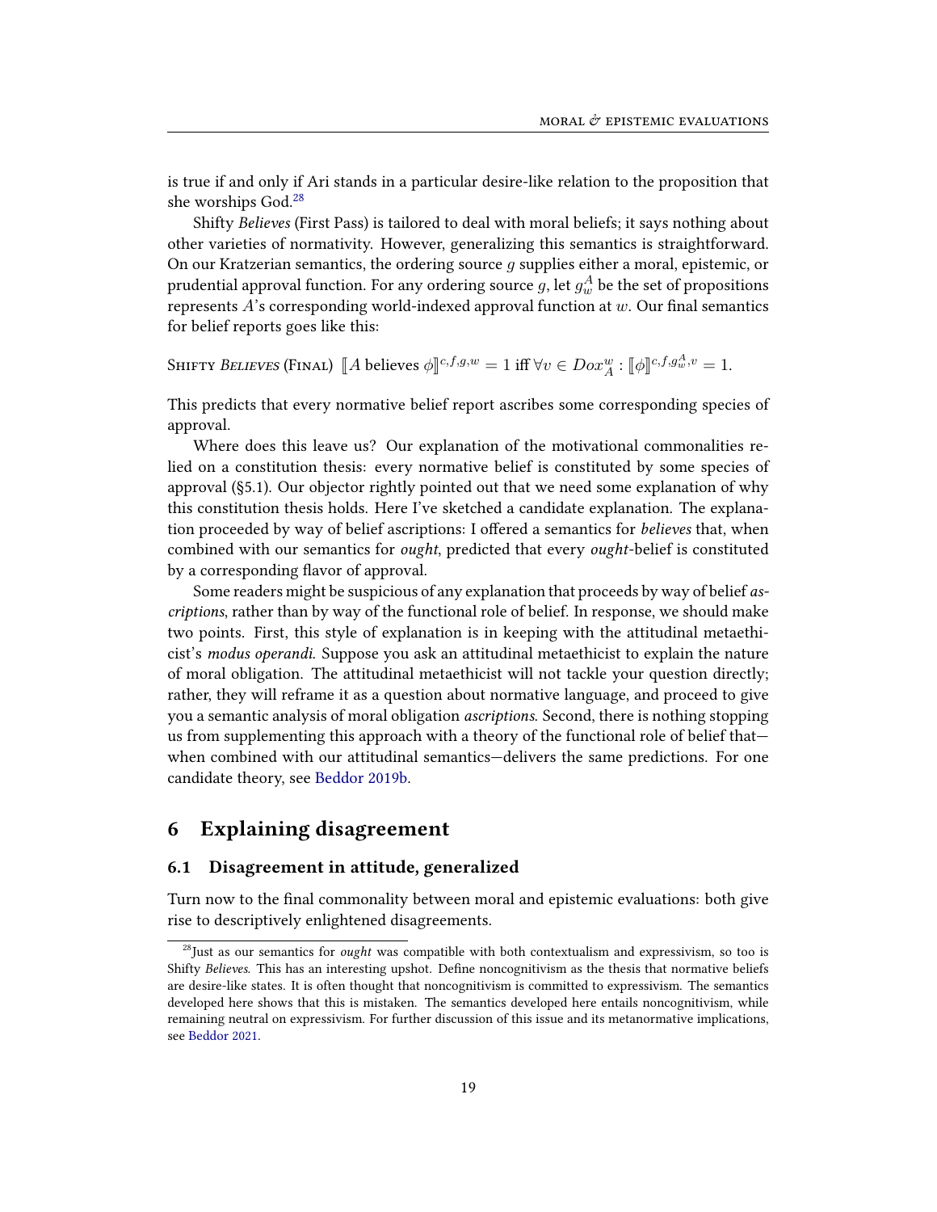is true if and only if Ari stands in a particular desire-like relation to the proposition that she worships God.[28]

Shifty *Believes* (First Pass) is tailored to deal with moral beliefs; it says nothing about other varieties of normativity. However, generalizing this semantics is straightforward. On our Kratzerian semantics, the ordering source $g$ supplies either a moral, epistemic, or prudential approval function. For any ordering source $g$, let $g_w^A$ be the set of propositions represents $A$'s corresponding world-indexed approval function at $w$. Our final semantics for belief reports goes like this:

Shifty *Believes* (Final) $[\![A \text{ believes } \phi]\!]^{c,f,g,w} = 1$ iff $\forall v \in Dox_A^w : [\![\phi]\!]^{c,f,g_w^A,v} = 1$.

This predicts that every normative belief report ascribes some corresponding species of approval.

Where does this leave us? Our explanation of the motivational commonalities relied on a constitution thesis: every normative belief is constituted by some species of approval (§5.1). Our objector rightly pointed out that we need some explanation of why this constitution thesis holds. Here I've sketched a candidate explanation. The explanation proceeded by way of belief ascriptions: I offered a semantics for *believes* that, when combined with our semantics for *ought*, predicted that every *ought*-belief is constituted by a corresponding flavor of approval.

Some readers might be suspicious of any explanation that proceeds by way of belief *ascriptions*, rather than by way of the functional role of belief. In response, we should make two points. First, this style of explanation is in keeping with the attitudinal metaethicist's *modus operandi*. Suppose you ask an attitudinal metaethicist to explain the nature of moral obligation. The attitudinal metaethicist will not tackle your question directly; rather, they will reframe it as a question about normative language, and proceed to give you a semantic analysis of moral obligation *ascriptions*. Second, there is nothing stopping us from supplementing this approach with a theory of the functional role of belief that—when combined with our attitudinal semantics—delivers the same predictions. For one candidate theory, see Beddor 2019b.

## 6 Explaining disagreement

### 6.1 Disagreement in attitude, generalized

Turn now to the final commonality between moral and epistemic evaluations: both give rise to descriptively enlightened disagreements.

[28] Just as our semantics for *ought* was compatible with both contextualism and expressivism, so too is Shifty *Believes*. This has an interesting upshot. Define noncognitivism as the thesis that normative beliefs are desire-like states. It is often thought that noncognitivism is committed to expressivism. The semantics developed here shows that this is mistaken. The semantics developed here entails noncognitivism, while remaining neutral on expressivism. For further discussion of this issue and its metanormative implications, see Beddor 2021.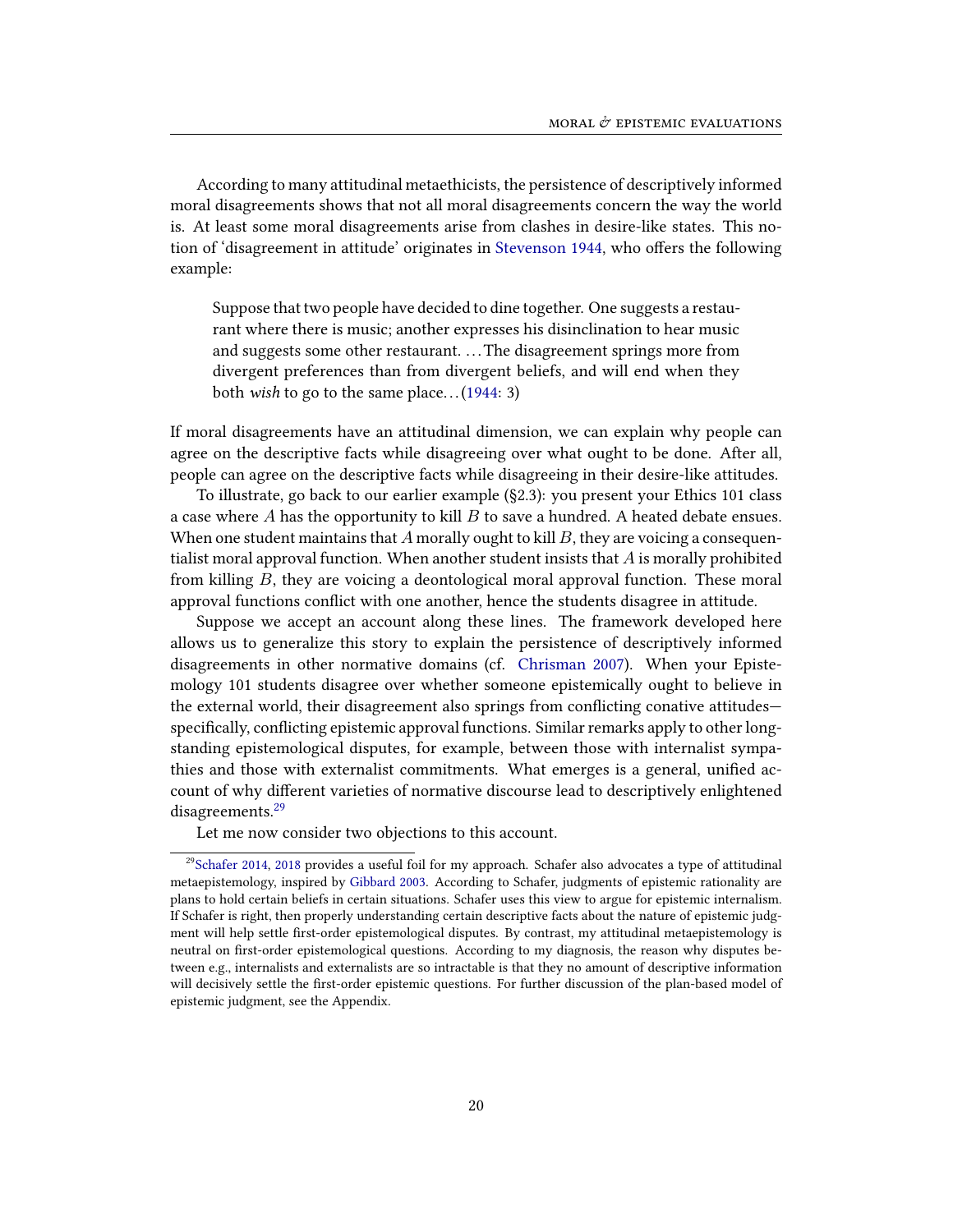According to many attitudinal metaethicists, the persistence of descriptively informed moral disagreements shows that not all moral disagreements concern the way the world is. At least some moral disagreements arise from clashes in desire-like states. This notion of 'disagreement in attitude' originates in Stevenson 1944, who offers the following example:

> Suppose that two people have decided to dine together. One suggests a restaurant where there is music; another expresses his disinclination to hear music and suggests some other restaurant. . . . The disagreement springs more from divergent preferences than from divergent beliefs, and will end when they both *wish* to go to the same place. . . (1944: 3)

If moral disagreements have an attitudinal dimension, we can explain why people can agree on the descriptive facts while disagreeing over what ought to be done. After all, people can agree on the descriptive facts while disagreeing in their desire-like attitudes.

To illustrate, go back to our earlier example (§2.3): you present your Ethics 101 class a case where $A$ has the opportunity to kill $B$ to save a hundred. A heated debate ensues. When one student maintains that $A$ morally ought to kill $B$, they are voicing a consequentialist moral approval function. When another student insists that $A$ is morally prohibited from killing $B$, they are voicing a deontological moral approval function. These moral approval functions conflict with one another, hence the students disagree in attitude.

Suppose we accept an account along these lines. The framework developed here allows us to generalize this story to explain the persistence of descriptively informed disagreements in other normative domains (cf. Chrisman 2007). When your Epistemology 101 students disagree over whether someone epistemically ought to believe in the external world, their disagreement also springs from conflicting conative attitudes—specifically, conflicting epistemic approval functions. Similar remarks apply to other longstanding epistemological disputes, for example, between those with internalist sympathies and those with externalist commitments. What emerges is a general, unified account of why different varieties of normative discourse lead to descriptively enlightened disagreements.[29]

Let me now consider two objections to this account.

[29] Schafer 2014, 2018 provides a useful foil for my approach. Schafer also advocates a type of attitudinal metaepistemology, inspired by Gibbard 2003. According to Schafer, judgments of epistemic rationality are plans to hold certain beliefs in certain situations. Schafer uses this view to argue for epistemic internalism. If Schafer is right, then properly understanding certain descriptive facts about the nature of epistemic judgment will help settle first-order epistemological disputes. By contrast, my attitudinal metaepistemology is neutral on first-order epistemological questions. According to my diagnosis, the reason why disputes between e.g., internalists and externalists are so intractable is that they no amount of descriptive information will decisively settle the first-order epistemic questions. For further discussion of the plan-based model of epistemic judgment, see the Appendix.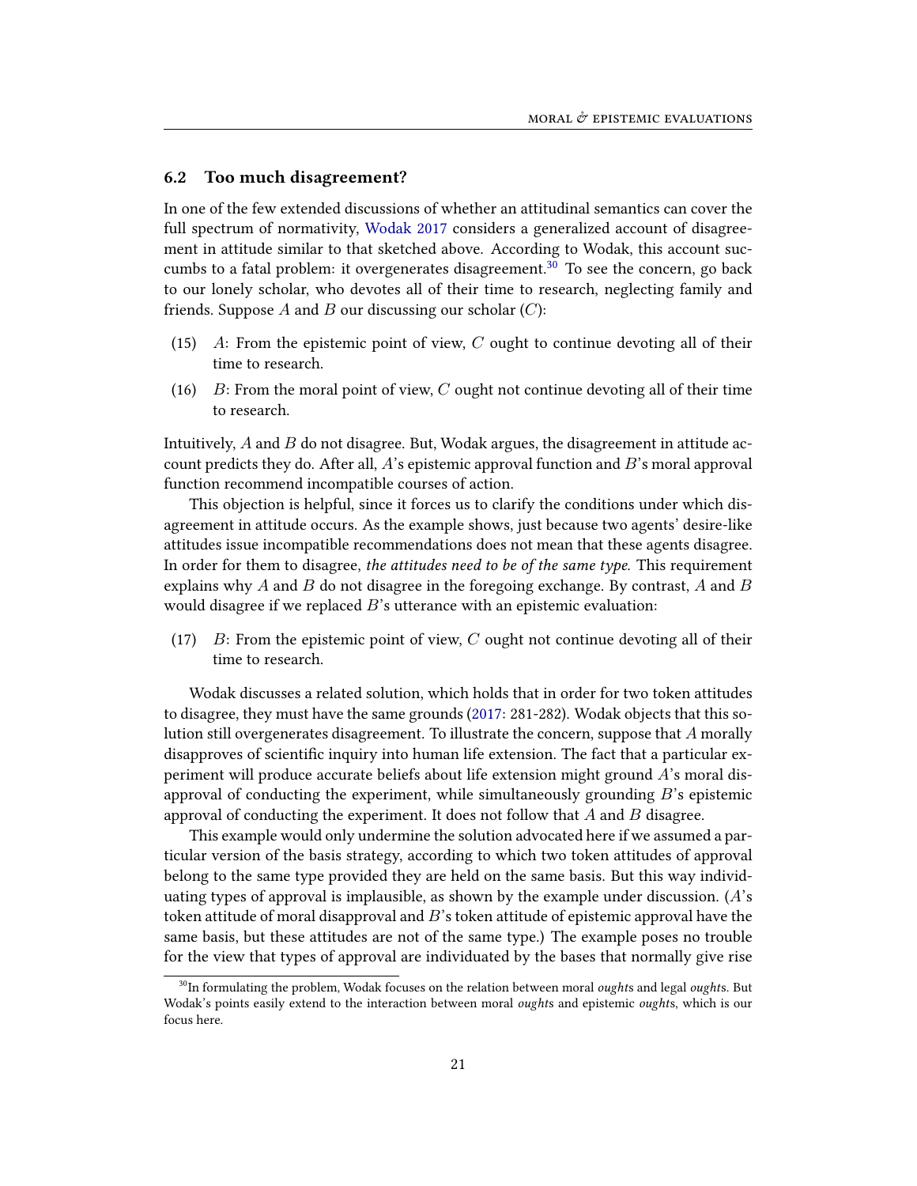## 6.2 Too much disagreement?

In one of the few extended discussions of whether an attitudinal semantics can cover the full spectrum of normativity, Wodak 2017 considers a generalized account of disagreement in attitude similar to that sketched above. According to Wodak, this account succumbs to a fatal problem: it overgenerates disagreement.[30] To see the concern, go back to our lonely scholar, who devotes all of their time to research, neglecting family and friends. Suppose $A$ and $B$ our discussing our scholar ($C$):

(15) $A$: From the epistemic point of view, $C$ ought to continue devoting all of their time to research.

(16) $B$: From the moral point of view, $C$ ought not continue devoting all of their time to research.

Intuitively, $A$ and $B$ do not disagree. But, Wodak argues, the disagreement in attitude account predicts they do. After all, $A$'s epistemic approval function and $B$'s moral approval function recommend incompatible courses of action.

This objection is helpful, since it forces us to clarify the conditions under which disagreement in attitude occurs. As the example shows, just because two agents' desire-like attitudes issue incompatible recommendations does not mean that these agents disagree. In order for them to disagree, *the attitudes need to be of the same type*. This requirement explains why $A$ and $B$ do not disagree in the foregoing exchange. By contrast, $A$ and $B$ would disagree if we replaced $B$'s utterance with an epistemic evaluation:

(17) $B$: From the epistemic point of view, $C$ ought not continue devoting all of their time to research.

Wodak discusses a related solution, which holds that in order for two token attitudes to disagree, they must have the same grounds (2017: 281-282). Wodak objects that this solution still overgenerates disagreement. To illustrate the concern, suppose that $A$ morally disapproves of scientific inquiry into human life extension. The fact that a particular experiment will produce accurate beliefs about life extension might ground $A$'s moral disapproval of conducting the experiment, while simultaneously grounding $B$'s epistemic approval of conducting the experiment. It does not follow that $A$ and $B$ disagree.

This example would only undermine the solution advocated here if we assumed a particular version of the basis strategy, according to which two token attitudes of approval belong to the same type provided they are held on the same basis. But this way individuating types of approval is implausible, as shown by the example under discussion. ($A$'s token attitude of moral disapproval and $B$'s token attitude of epistemic approval have the same basis, but these attitudes are not of the same type.) The example poses no trouble for the view that types of approval are individuated by the bases that normally give rise

[30] In formulating the problem, Wodak focuses on the relation between moral *ought*s and legal *ought*s. But Wodak's points easily extend to the interaction between moral *ought*s and epistemic *ought*s, which is our focus here.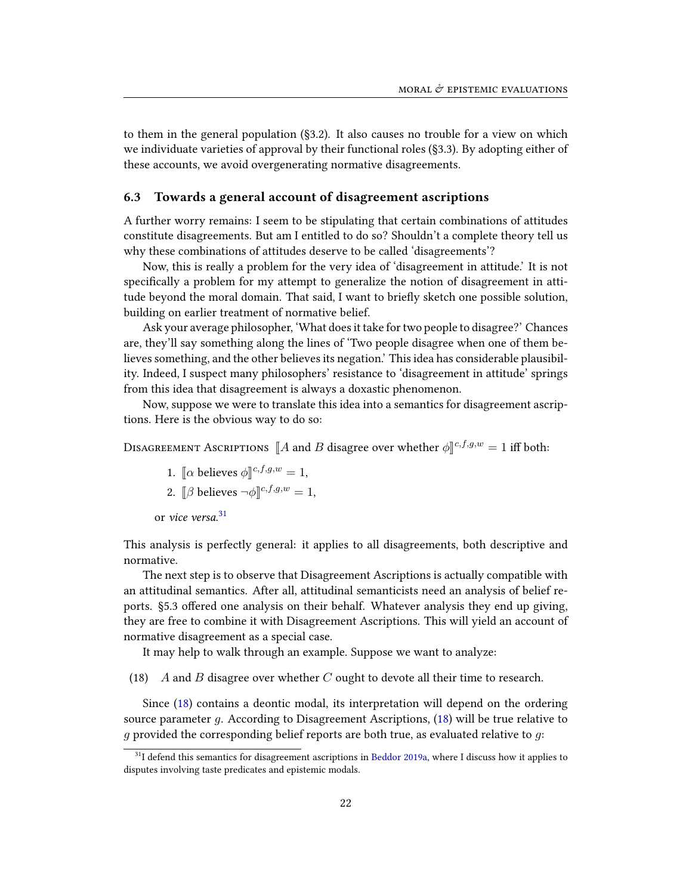to them in the general population (§3.2). It also causes no trouble for a view on which we individuate varieties of approval by their functional roles (§3.3). By adopting either of these accounts, we avoid overgenerating normative disagreements.

### 6.3 Towards a general account of disagreement ascriptions

A further worry remains: I seem to be stipulating that certain combinations of attitudes constitute disagreements. But am I entitled to do so? Shouldn't a complete theory tell us why these combinations of attitudes deserve to be called 'disagreements'?

Now, this is really a problem for the very idea of 'disagreement in attitude.' It is not specifically a problem for my attempt to generalize the notion of disagreement in attitude beyond the moral domain. That said, I want to briefly sketch one possible solution, building on earlier treatment of normative belief.

Ask your average philosopher, 'What does it take for two people to disagree?' Chances are, they'll say something along the lines of 'Two people disagree when one of them believes something, and the other believes its negation.' This idea has considerable plausibility. Indeed, I suspect many philosophers' resistance to 'disagreement in attitude' springs from this idea that disagreement is always a doxastic phenomenon.

Now, suppose we were to translate this idea into a semantics for disagreement ascriptions. Here is the obvious way to do so:

Disagreement Ascriptions $[\![A \text{ and } B \text{ disagree over whether } \phi]\!]^{c,f,g,w} = 1$ iff both:

1. $[\![\alpha \text{ believes } \phi]\!]^{c,f,g,w} = 1$,
2. $[\![\beta \text{ believes } \neg\phi]\!]^{c,f,g,w} = 1$,

or *vice versa.*[31]

This analysis is perfectly general: it applies to all disagreements, both descriptive and normative.

The next step is to observe that Disagreement Ascriptions is actually compatible with an attitudinal semantics. After all, attitudinal semanticists need an analysis of belief reports. §5.3 offered one analysis on their behalf. Whatever analysis they end up giving, they are free to combine it with Disagreement Ascriptions. This will yield an account of normative disagreement as a special case.

It may help to walk through an example. Suppose we want to analyze:

(18) $A$ and $B$ disagree over whether $C$ ought to devote all their time to research.

Since (18) contains a deontic modal, its interpretation will depend on the ordering source parameter $g$. According to Disagreement Ascriptions, (18) will be true relative to $g$ provided the corresponding belief reports are both true, as evaluated relative to $g$:

[31] I defend this semantics for disagreement ascriptions in Beddor 2019a, where I discuss how it applies to disputes involving taste predicates and epistemic modals.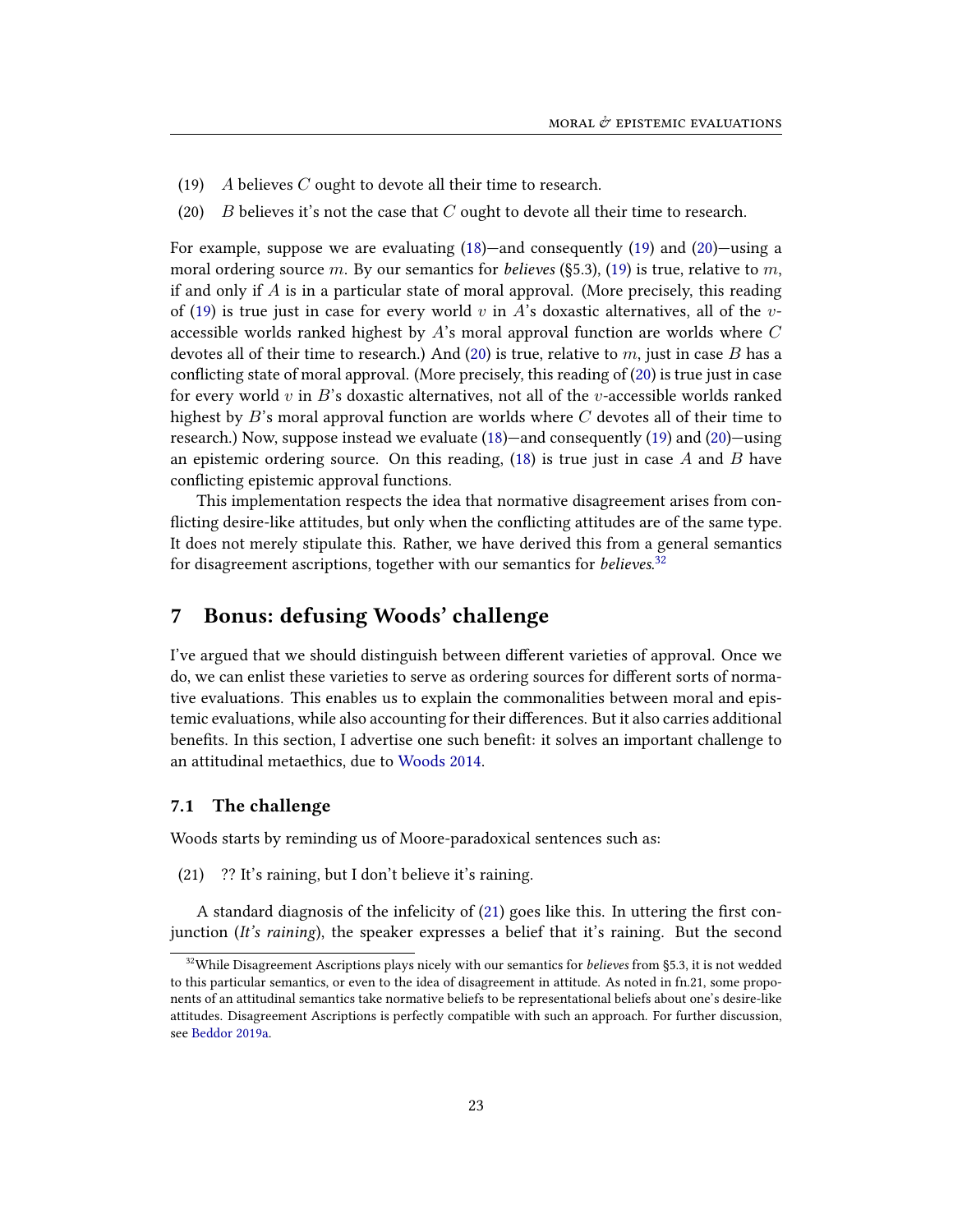(19) $A$ believes $C$ ought to devote all their time to research.

(20) $B$ believes it's not the case that $C$ ought to devote all their time to research.

For example, suppose we are evaluating (18)—and consequently (19) and (20)—using a moral ordering source $m$. By our semantics for *believes* (§5.3), (19) is true, relative to $m$, if and only if $A$ is in a particular state of moral approval. (More precisely, this reading of (19) is true just in case for every world $v$ in $A$'s doxastic alternatives, all of the $v$-accessible worlds ranked highest by $A$'s moral approval function are worlds where $C$ devotes all of their time to research.) And (20) is true, relative to $m$, just in case $B$ has a conflicting state of moral approval. (More precisely, this reading of (20) is true just in case for every world $v$ in $B$'s doxastic alternatives, not all of the $v$-accessible worlds ranked highest by $B$'s moral approval function are worlds where $C$ devotes all of their time to research.) Now, suppose instead we evaluate (18)—and consequently (19) and (20)—using an epistemic ordering source. On this reading, (18) is true just in case $A$ and $B$ have conflicting epistemic approval functions.

This implementation respects the idea that normative disagreement arises from conflicting desire-like attitudes, but only when the conflicting attitudes are of the same type. It does not merely stipulate this. Rather, we have derived this from a general semantics for disagreement ascriptions, together with our semantics for *believes*.[32]

## 7 Bonus: defusing Woods' challenge

I've argued that we should distinguish between different varieties of approval. Once we do, we can enlist these varieties to serve as ordering sources for different sorts of normative evaluations. This enables us to explain the commonalities between moral and epistemic evaluations, while also accounting for their differences. But it also carries additional benefits. In this section, I advertise one such benefit: it solves an important challenge to an attitudinal metaethics, due to Woods 2014.

### 7.1 The challenge

Woods starts by reminding us of Moore-paradoxical sentences such as:

(21) ?? It's raining, but I don't believe it's raining.

A standard diagnosis of the infelicity of (21) goes like this. In uttering the first conjunction (*It's raining*), the speaker expresses a belief that it's raining. But the second

[32] While Disagreement Ascriptions plays nicely with our semantics for *believes* from §5.3, it is not wedded to this particular semantics, or even to the idea of disagreement in attitude. As noted in fn.21, some proponents of an attitudinal semantics take normative beliefs to be representational beliefs about one's desire-like attitudes. Disagreement Ascriptions is perfectly compatible with such an approach. For further discussion, see Beddor 2019a.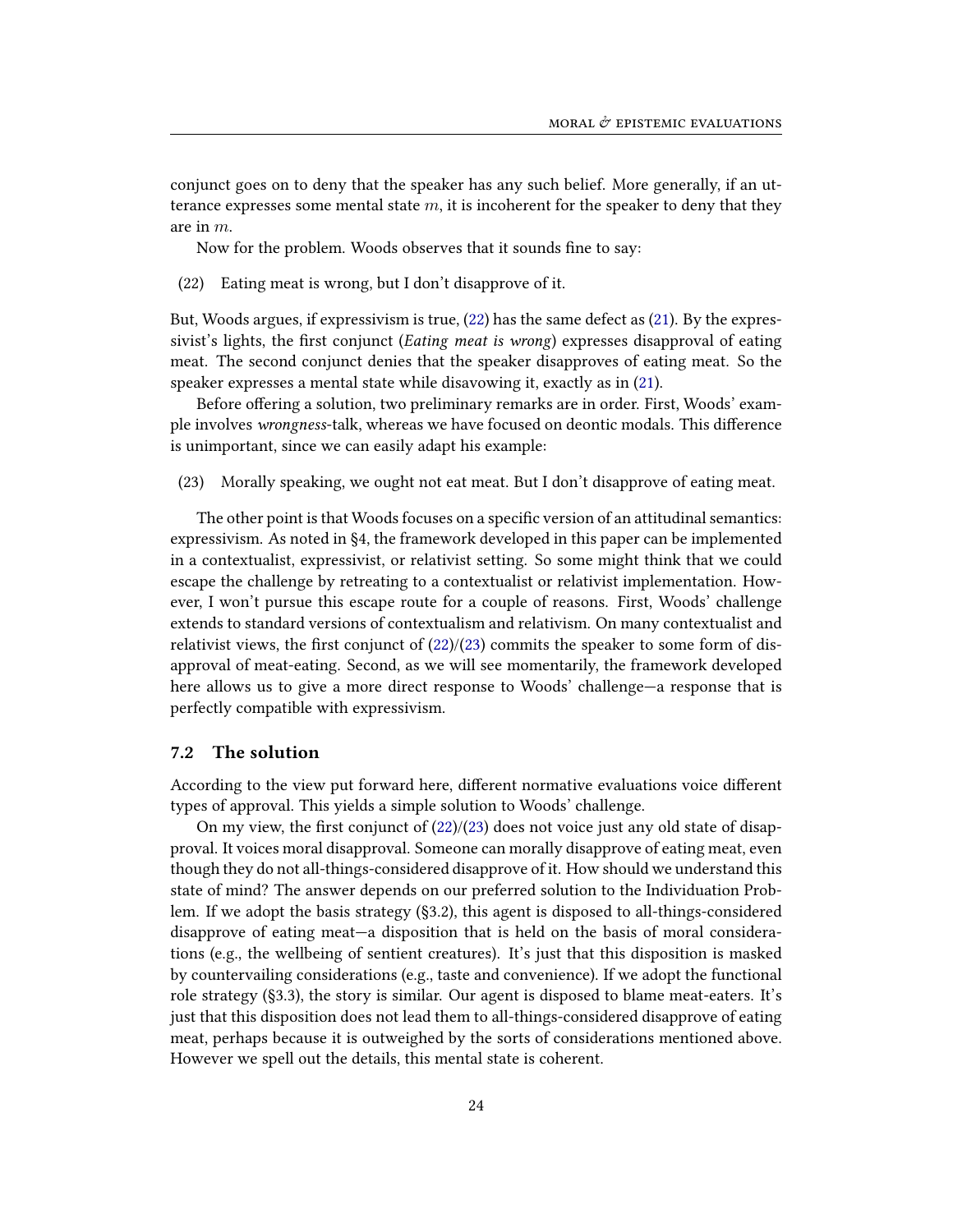conjunct goes on to deny that the speaker has any such belief. More generally, if an utterance expresses some mental state $m$, it is incoherent for the speaker to deny that they are in $m$.

Now for the problem. Woods observes that it sounds fine to say:

(22) Eating meat is wrong, but I don't disapprove of it.

But, Woods argues, if expressivism is true, (22) has the same defect as (21). By the expressivist's lights, the first conjunct (*Eating meat is wrong*) expresses disapproval of eating meat. The second conjunct denies that the speaker disapproves of eating meat. So the speaker expresses a mental state while disavowing it, exactly as in (21).

Before offering a solution, two preliminary remarks are in order. First, Woods' example involves *wrongness*-talk, whereas we have focused on deontic modals. This difference is unimportant, since we can easily adapt his example:

(23) Morally speaking, we ought not eat meat. But I don't disapprove of eating meat.

The other point is that Woods focuses on a specific version of an attitudinal semantics: expressivism. As noted in §4, the framework developed in this paper can be implemented in a contextualist, expressivist, or relativist setting. So some might think that we could escape the challenge by retreating to a contextualist or relativist implementation. However, I won't pursue this escape route for a couple of reasons. First, Woods' challenge extends to standard versions of contextualism and relativism. On many contextualist and relativist views, the first conjunct of (22)/(23) commits the speaker to some form of disapproval of meat-eating. Second, as we will see momentarily, the framework developed here allows us to give a more direct response to Woods' challenge—a response that is perfectly compatible with expressivism.

### 7.2 The solution

According to the view put forward here, different normative evaluations voice different types of approval. This yields a simple solution to Woods' challenge.

On my view, the first conjunct of (22)/(23) does not voice just any old state of disapproval. It voices moral disapproval. Someone can morally disapprove of eating meat, even though they do not all-things-considered disapprove of it. How should we understand this state of mind? The answer depends on our preferred solution to the Individuation Problem. If we adopt the basis strategy (§3.2), this agent is disposed to all-things-considered disapprove of eating meat—a disposition that is held on the basis of moral considerations (e.g., the wellbeing of sentient creatures). It's just that this disposition is masked by countervailing considerations (e.g., taste and convenience). If we adopt the functional role strategy (§3.3), the story is similar. Our agent is disposed to blame meat-eaters. It's just that this disposition does not lead them to all-things-considered disapprove of eating meat, perhaps because it is outweighed by the sorts of considerations mentioned above. However we spell out the details, this mental state is coherent.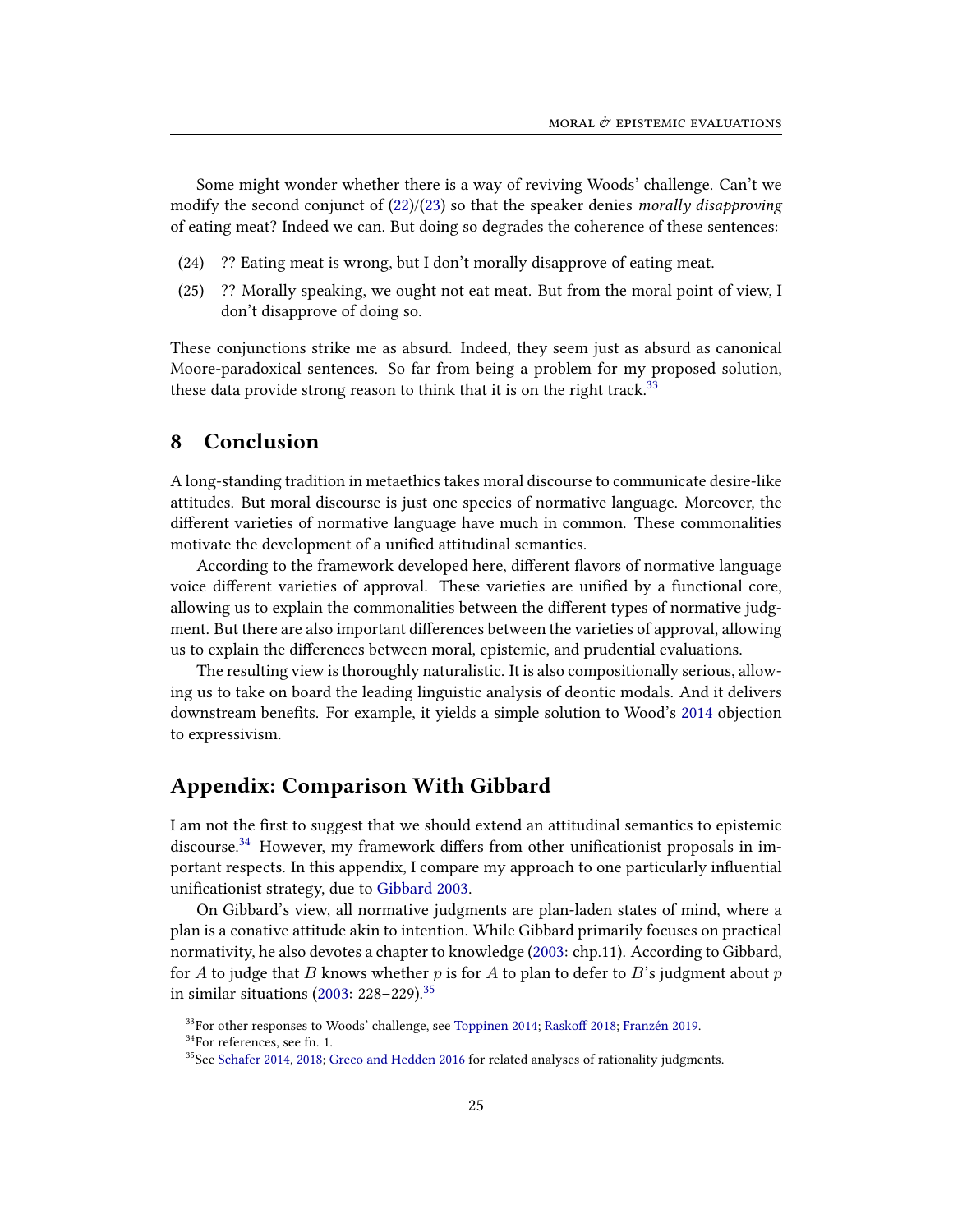Some might wonder whether there is a way of reviving Woods' challenge. Can't we modify the second conjunct of (22)/(23) so that the speaker denies *morally disapproving* of eating meat? Indeed we can. But doing so degrades the coherence of these sentences:

(24) ?? Eating meat is wrong, but I don't morally disapprove of eating meat.

(25) ?? Morally speaking, we ought not eat meat. But from the moral point of view, I don't disapprove of doing so.

These conjunctions strike me as absurd. Indeed, they seem just as absurd as canonical Moore-paradoxical sentences. So far from being a problem for my proposed solution, these data provide strong reason to think that it is on the right track.[33]

## 8 Conclusion

A long-standing tradition in metaethics takes moral discourse to communicate desire-like attitudes. But moral discourse is just one species of normative language. Moreover, the different varieties of normative language have much in common. These commonalities motivate the development of a unified attitudinal semantics.

According to the framework developed here, different flavors of normative language voice different varieties of approval. These varieties are unified by a functional core, allowing us to explain the commonalities between the different types of normative judgment. But there are also important differences between the varieties of approval, allowing us to explain the differences between moral, epistemic, and prudential evaluations.

The resulting view is thoroughly naturalistic. It is also compositionally serious, allowing us to take on board the leading linguistic analysis of deontic modals. And it delivers downstream benefits. For example, it yields a simple solution to Wood's 2014 objection to expressivism.

## Appendix: Comparison With Gibbard

I am not the first to suggest that we should extend an attitudinal semantics to epistemic discourse.[34] However, my framework differs from other unificationist proposals in important respects. In this appendix, I compare my approach to one particularly influential unificationist strategy, due to Gibbard 2003.

On Gibbard's view, all normative judgments are plan-laden states of mind, where a plan is a conative attitude akin to intention. While Gibbard primarily focuses on practical normativity, he also devotes a chapter to knowledge (2003: chp.11). According to Gibbard, for $A$ to judge that $B$ knows whether $p$ is for $A$ to plan to defer to $B$'s judgment about $p$ in similar situations (2003: 228–229).[35]

[33] For other responses to Woods' challenge, see Toppinen 2014; Raskoff 2018; Franzén 2019.

[34] For references, see fn. 1.

[35] See Schafer 2014, 2018; Greco and Hedden 2016 for related analyses of rationality judgments.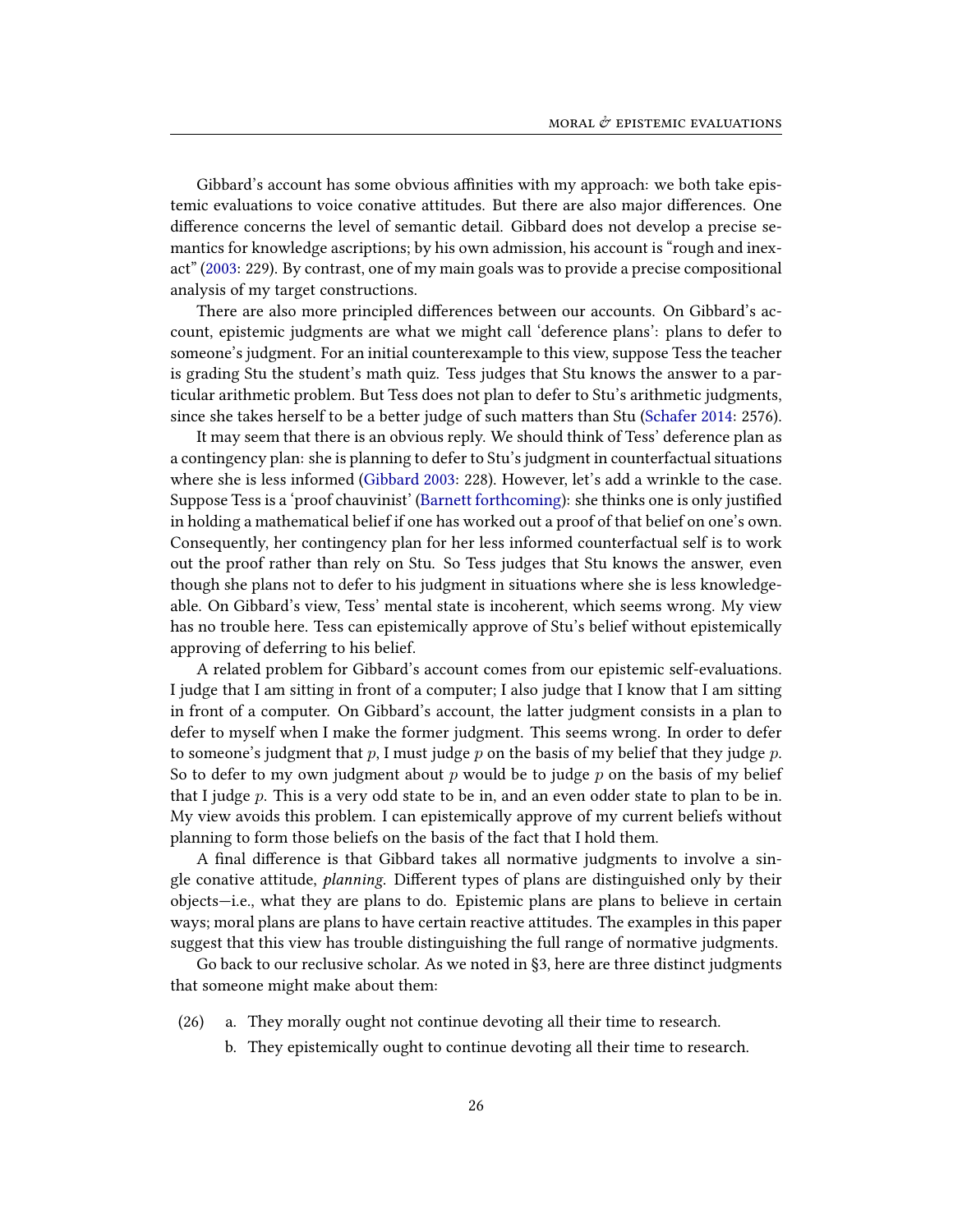Gibbard's account has some obvious affinities with my approach: we both take epistemic evaluations to voice conative attitudes. But there are also major differences. One difference concerns the level of semantic detail. Gibbard does not develop a precise semantics for knowledge ascriptions; by his own admission, his account is "rough and inexact" (2003: 229). By contrast, one of my main goals was to provide a precise compositional analysis of my target constructions.

There are also more principled differences between our accounts. On Gibbard's account, epistemic judgments are what we might call 'deference plans': plans to defer to someone's judgment. For an initial counterexample to this view, suppose Tess the teacher is grading Stu the student's math quiz. Tess judges that Stu knows the answer to a particular arithmetic problem. But Tess does not plan to defer to Stu's arithmetic judgments, since she takes herself to be a better judge of such matters than Stu (Schafer 2014: 2576).

It may seem that there is an obvious reply. We should think of Tess' deference plan as a contingency plan: she is planning to defer to Stu's judgment in counterfactual situations where she is less informed (Gibbard 2003: 228). However, let's add a wrinkle to the case. Suppose Tess is a 'proof chauvinist' (Barnett forthcoming): she thinks one is only justified in holding a mathematical belief if one has worked out a proof of that belief on one's own. Consequently, her contingency plan for her less informed counterfactual self is to work out the proof rather than rely on Stu. So Tess judges that Stu knows the answer, even though she plans not to defer to his judgment in situations where she is less knowledgeable. On Gibbard's view, Tess' mental state is incoherent, which seems wrong. My view has no trouble here. Tess can epistemically approve of Stu's belief without epistemically approving of deferring to his belief.

A related problem for Gibbard's account comes from our epistemic self-evaluations. I judge that I am sitting in front of a computer; I also judge that I know that I am sitting in front of a computer. On Gibbard's account, the latter judgment consists in a plan to defer to myself when I make the former judgment. This seems wrong. In order to defer to someone's judgment that $p$, I must judge $p$ on the basis of my belief that they judge $p$. So to defer to my own judgment about $p$ would be to judge $p$ on the basis of my belief that I judge $p$. This is a very odd state to be in, and an even odder state to plan to be in. My view avoids this problem. I can epistemically approve of my current beliefs without planning to form those beliefs on the basis of the fact that I hold them.

A final difference is that Gibbard takes all normative judgments to involve a single conative attitude, *planning*. Different types of plans are distinguished only by their objects—i.e., what they are plans to do. Epistemic plans are plans to believe in certain ways; moral plans are plans to have certain reactive attitudes. The examples in this paper suggest that this view has trouble distinguishing the full range of normative judgments.

Go back to our reclusive scholar. As we noted in §3, here are three distinct judgments that someone might make about them:

(26)
 a. They morally ought not continue devoting all their time to research.
 b. They epistemically ought to continue devoting all their time to research.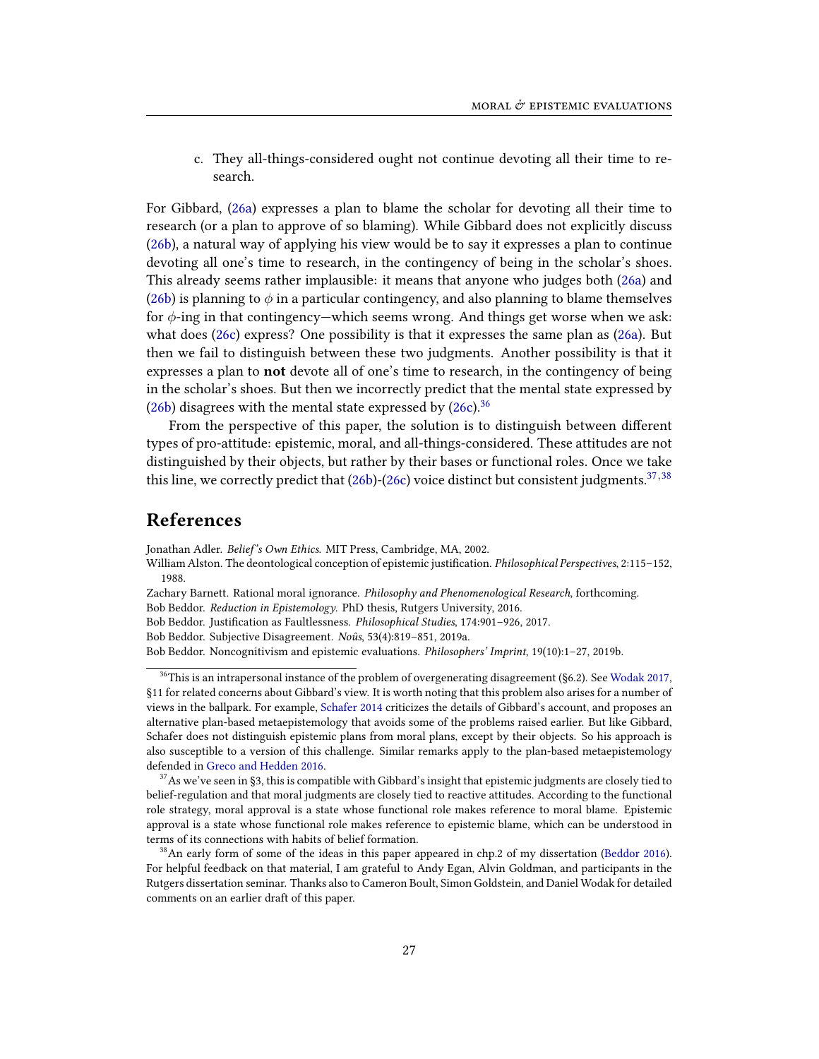c. They all-things-considered ought not continue devoting all their time to research.

For Gibbard, (26a) expresses a plan to blame the scholar for devoting all their time to research (or a plan to approve of so blaming). While Gibbard does not explicitly discuss (26b), a natural way of applying his view would be to say it expresses a plan to continue devoting all one's time to research, in the contingency of being in the scholar's shoes. This already seems rather implausible: it means that anyone who judges both (26a) and (26b) is planning to $\phi$ in a particular contingency, and also planning to blame themselves for $\phi$-ing in that contingency—which seems wrong. And things get worse when we ask: what does (26c) express? One possibility is that it expresses the same plan as (26a). But then we fail to distinguish between these two judgments. Another possibility is that it expresses a plan to **not** devote all of one's time to research, in the contingency of being in the scholar's shoes. But then we incorrectly predict that the mental state expressed by (26b) disagrees with the mental state expressed by (26c).[36]

From the perspective of this paper, the solution is to distinguish between different types of pro-attitude: epistemic, moral, and all-things-considered. These attitudes are not distinguished by their objects, but rather by their bases or functional roles. Once we take this line, we correctly predict that (26b)-(26c) voice distinct but consistent judgments.[37,38]

## References

Jonathan Adler. *Belief's Own Ethics*. MIT Press, Cambridge, MA, 2002.

William Alston. The deontological conception of epistemic justification. *Philosophical Perspectives*, 2:115–152, 1988.

Zachary Barnett. Rational moral ignorance. *Philosophy and Phenomenological Research*, forthcoming.

Bob Beddor. *Reduction in Epistemology*. PhD thesis, Rutgers University, 2016.

Bob Beddor. Justification as Faultlessness. *Philosophical Studies*, 174:901–926, 2017.

Bob Beddor. Subjective Disagreement. *Noûs*, 53(4):819–851, 2019a.

Bob Beddor. Noncognitivism and epistemic evaluations. *Philosophers' Imprint*, 19(10):1–27, 2019b.

---

[36] This is an intrapersonal instance of the problem of overgenerating disagreement (§6.2). See Wodak 2017, §11 for related concerns about Gibbard's view. It is worth noting that this problem also arises for a number of views in the ballpark. For example, Schafer 2014 criticizes the details of Gibbard's account, and proposes an alternative plan-based metaepistemology that avoids some of the problems raised earlier. But like Gibbard, Schafer does not distinguish epistemic plans from moral plans, except by their objects. So his approach is also susceptible to a version of this challenge. Similar remarks apply to the plan-based metaepistemology defended in Greco and Hedden 2016.

[37] As we've seen in §3, this is compatible with Gibbard's insight that epistemic judgments are closely tied to belief-regulation and that moral judgments are closely tied to reactive attitudes. According to the functional role strategy, moral approval is a state whose functional role makes reference to moral blame. Epistemic approval is a state whose functional role makes reference to epistemic blame, which can be understood in terms of its connections with habits of belief formation.

[38] An early form of some of the ideas in this paper appeared in chp.2 of my dissertation (Beddor 2016). For helpful feedback on that material, I am grateful to Andy Egan, Alvin Goldman, and participants in the Rutgers dissertation seminar. Thanks also to Cameron Boult, Simon Goldstein, and Daniel Wodak for detailed comments on an earlier draft of this paper.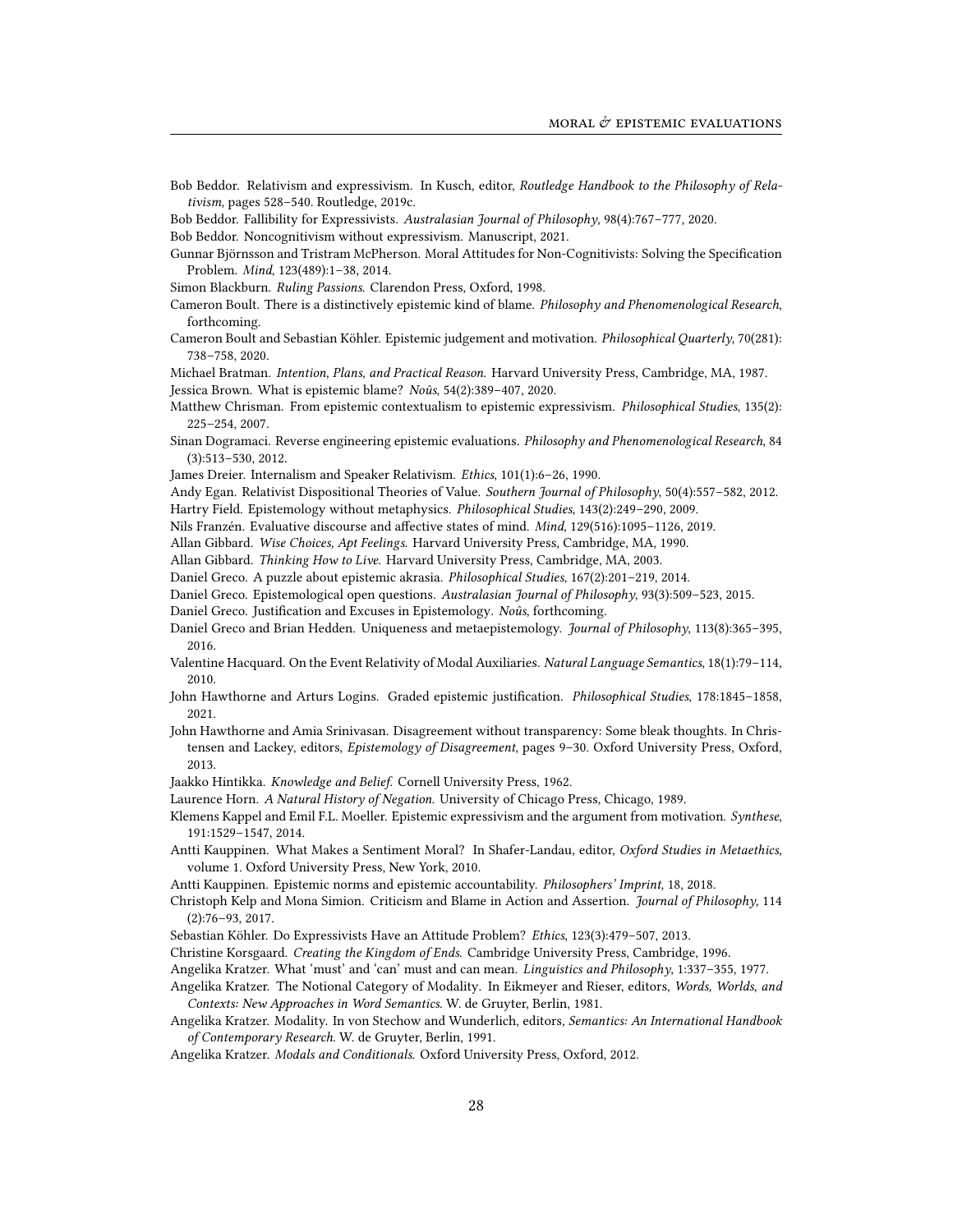Bob Beddor. Relativism and expressivism. In Kusch, editor, *Routledge Handbook to the Philosophy of Relativism*, pages 528–540. Routledge, 2019c.

Bob Beddor. Fallibility for Expressivists. *Australasian Journal of Philosophy*, 98(4):767–777, 2020.

Bob Beddor. Noncognitivism without expressivism. Manuscript, 2021.

Gunnar Björnsson and Tristram McPherson. Moral Attitudes for Non-Cognitivists: Solving the Specification Problem. *Mind*, 123(489):1–38, 2014.

Simon Blackburn. *Ruling Passions*. Clarendon Press, Oxford, 1998.

Cameron Boult. There is a distinctively epistemic kind of blame. *Philosophy and Phenomenological Research*, forthcoming.

Cameron Boult and Sebastian Köhler. Epistemic judgement and motivation. *Philosophical Quarterly*, 70(281): 738–758, 2020.

Michael Bratman. *Intention, Plans, and Practical Reason*. Harvard University Press, Cambridge, MA, 1987.

Jessica Brown. What is epistemic blame? *Noûs*, 54(2):389–407, 2020.

Matthew Chrisman. From epistemic contextualism to epistemic expressivism. *Philosophical Studies*, 135(2): 225–254, 2007.

Sinan Dogramaci. Reverse engineering epistemic evaluations. *Philosophy and Phenomenological Research*, 84 (3):513–530, 2012.

James Dreier. Internalism and Speaker Relativism. *Ethics*, 101(1):6–26, 1990.

Andy Egan. Relativist Dispositional Theories of Value. *Southern Journal of Philosophy*, 50(4):557–582, 2012.

Hartry Field. Epistemology without metaphysics. *Philosophical Studies*, 143(2):249–290, 2009.

Nils Franzén. Evaluative discourse and affective states of mind. *Mind*, 129(516):1095–1126, 2019.

Allan Gibbard. *Wise Choices, Apt Feelings*. Harvard University Press, Cambridge, MA, 1990.

Allan Gibbard. *Thinking How to Live*. Harvard University Press, Cambridge, MA, 2003.

Daniel Greco. A puzzle about epistemic akrasia. *Philosophical Studies*, 167(2):201–219, 2014.

Daniel Greco. Epistemological open questions. *Australasian Journal of Philosophy*, 93(3):509–523, 2015.

Daniel Greco. Justification and Excuses in Epistemology. *Noûs*, forthcoming.

Daniel Greco and Brian Hedden. Uniqueness and metaepistemology. *Journal of Philosophy*, 113(8):365–395, 2016.

Valentine Hacquard. On the Event Relativity of Modal Auxiliaries. *Natural Language Semantics*, 18(1):79–114, 2010.

John Hawthorne and Arturs Logins. Graded epistemic justification. *Philosophical Studies*, 178:1845–1858, 2021.

John Hawthorne and Amia Srinivasan. Disagreement without transparency: Some bleak thoughts. In Christensen and Lackey, editors, *Epistemology of Disagreement*, pages 9–30. Oxford University Press, Oxford, 2013.

Jaakko Hintikka. *Knowledge and Belief*. Cornell University Press, 1962.

Laurence Horn. *A Natural History of Negation*. University of Chicago Press, Chicago, 1989.

Klemens Kappel and Emil F.L. Moeller. Epistemic expressivism and the argument from motivation. *Synthese*, 191:1529–1547, 2014.

Antti Kauppinen. What Makes a Sentiment Moral? In Shafer-Landau, editor, *Oxford Studies in Metaethics*, volume 1. Oxford University Press, New York, 2010.

Antti Kauppinen. Epistemic norms and epistemic accountability. *Philosophers' Imprint*, 18, 2018.

Christoph Kelp and Mona Simion. Criticism and Blame in Action and Assertion. *Journal of Philosophy*, 114 (2):76–93, 2017.

Sebastian Köhler. Do Expressivists Have an Attitude Problem? *Ethics*, 123(3):479–507, 2013.

Christine Korsgaard. *Creating the Kingdom of Ends*. Cambridge University Press, Cambridge, 1996.

Angelika Kratzer. What 'must' and 'can' must and can mean. *Linguistics and Philosophy*, 1:337–355, 1977.

Angelika Kratzer. The Notional Category of Modality. In Eikmeyer and Rieser, editors, *Words, Worlds, and Contexts: New Approaches in Word Semantics*. W. de Gruyter, Berlin, 1981.

Angelika Kratzer. Modality. In von Stechow and Wunderlich, editors, *Semantics: An International Handbook of Contemporary Research*. W. de Gruyter, Berlin, 1991.

Angelika Kratzer. *Modals and Conditionals*. Oxford University Press, Oxford, 2012.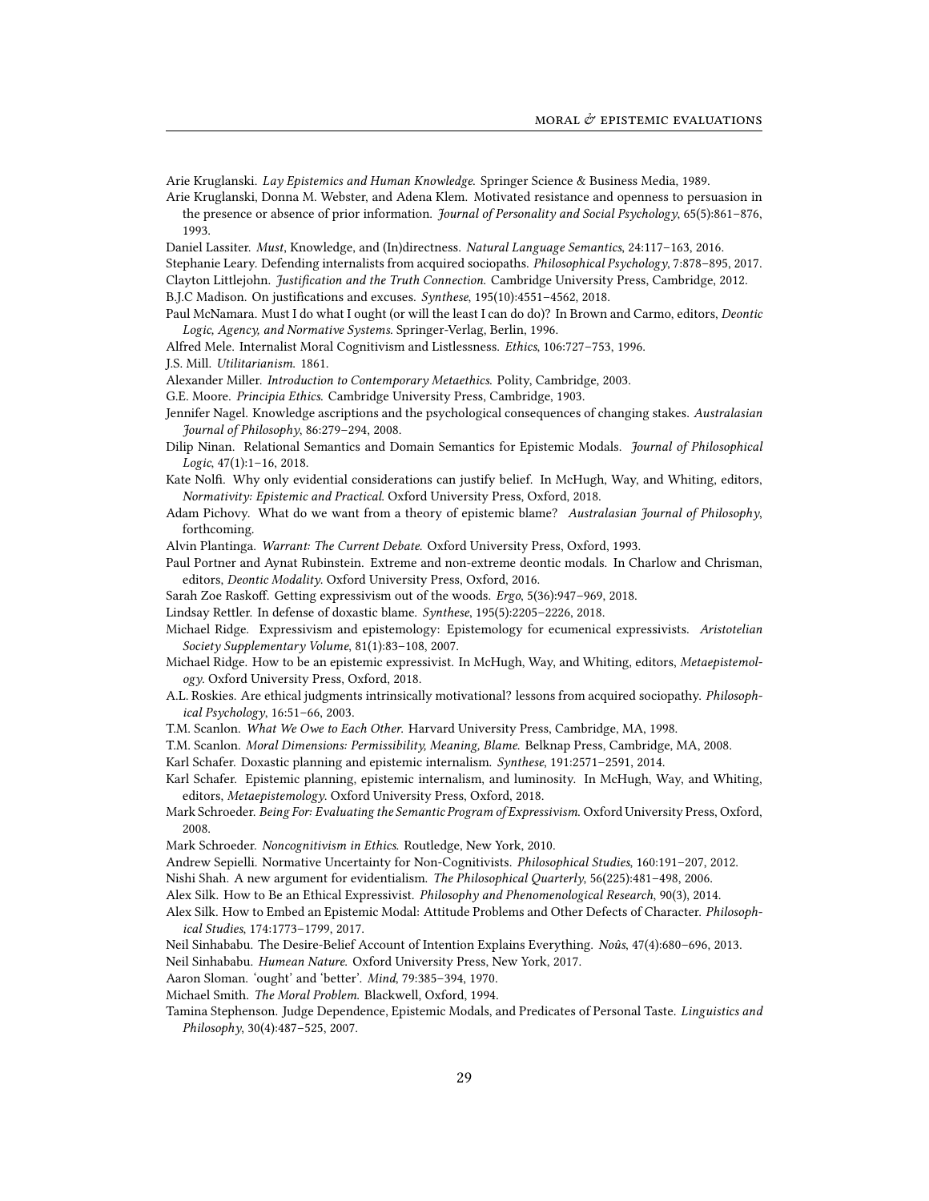Arie Kruglanski. *Lay Epistemics and Human Knowledge*. Springer Science & Business Media, 1989.

Arie Kruglanski, Donna M. Webster, and Adena Klem. Motivated resistance and openness to persuasion in the presence or absence of prior information. *Journal of Personality and Social Psychology*, 65(5):861–876, 1993.

Daniel Lassiter. *Must*, Knowledge, and (In)directness. *Natural Language Semantics*, 24:117–163, 2016.

Stephanie Leary. Defending internalists from acquired sociopaths. *Philosophical Psychology*, 7:878–895, 2017.

Clayton Littlejohn. *Justification and the Truth Connection*. Cambridge University Press, Cambridge, 2012.

B.J.C Madison. On justifications and excuses. *Synthese*, 195(10):4551–4562, 2018.

Paul McNamara. Must I do what I ought (or will the least I can do do)? In Brown and Carmo, editors, *Deontic Logic, Agency, and Normative Systems*. Springer-Verlag, Berlin, 1996.

Alfred Mele. Internalist Moral Cognitivism and Listlessness. *Ethics*, 106:727–753, 1996.

J.S. Mill. *Utilitarianism*. 1861.

Alexander Miller. *Introduction to Contemporary Metaethics*. Polity, Cambridge, 2003.

G.E. Moore. *Principia Ethics*. Cambridge University Press, Cambridge, 1903.

Jennifer Nagel. Knowledge ascriptions and the psychological consequences of changing stakes. *Australasian Journal of Philosophy*, 86:279–294, 2008.

Dilip Ninan. Relational Semantics and Domain Semantics for Epistemic Modals. *Journal of Philosophical Logic*, 47(1):1–16, 2018.

Kate Nolfi. Why only evidential considerations can justify belief. In McHugh, Way, and Whiting, editors, *Normativity: Epistemic and Practical*. Oxford University Press, Oxford, 2018.

Adam Pichovy. What do we want from a theory of epistemic blame? *Australasian Journal of Philosophy*, forthcoming.

Alvin Plantinga. *Warrant: The Current Debate*. Oxford University Press, Oxford, 1993.

Paul Portner and Aynat Rubinstein. Extreme and non-extreme deontic modals. In Charlow and Chrisman, editors, *Deontic Modality*. Oxford University Press, Oxford, 2016.

Sarah Zoe Raskoff. Getting expressivism out of the woods. *Ergo*, 5(36):947–969, 2018.

Lindsay Rettler. In defense of doxastic blame. *Synthese*, 195(5):2205–2226, 2018.

Michael Ridge. Expressivism and epistemology: Epistemology for ecumenical expressivists. *Aristotelian Society Supplementary Volume*, 81(1):83–108, 2007.

Michael Ridge. How to be an epistemic expressivist. In McHugh, Way, and Whiting, editors, *Metaepistemology*. Oxford University Press, Oxford, 2018.

A.L. Roskies. Are ethical judgments intrinsically motivational? lessons from acquired sociopathy. *Philosophical Psychology*, 16:51–66, 2003.

T.M. Scanlon. *What We Owe to Each Other*. Harvard University Press, Cambridge, MA, 1998.

T.M. Scanlon. *Moral Dimensions: Permissibility, Meaning, Blame*. Belknap Press, Cambridge, MA, 2008.

Karl Schafer. Doxastic planning and epistemic internalism. *Synthese*, 191:2571–2591, 2014.

Karl Schafer. Epistemic planning, epistemic internalism, and luminosity. In McHugh, Way, and Whiting, editors, *Metaepistemology*. Oxford University Press, Oxford, 2018.

Mark Schroeder. *Being For: Evaluating the Semantic Program of Expressivism*. Oxford University Press, Oxford, 2008.

Mark Schroeder. *Noncognitivism in Ethics*. Routledge, New York, 2010.

Andrew Sepielli. Normative Uncertainty for Non-Cognitivists. *Philosophical Studies*, 160:191–207, 2012.

Nishi Shah. A new argument for evidentialism. *The Philosophical Quarterly*, 56(225):481–498, 2006.

Alex Silk. How to Be an Ethical Expressivist. *Philosophy and Phenomenological Research*, 90(3), 2014.

Alex Silk. How to Embed an Epistemic Modal: Attitude Problems and Other Defects of Character. *Philosophical Studies*, 174:1773–1799, 2017.

Neil Sinhababu. The Desire-Belief Account of Intention Explains Everything. *Noûs*, 47(4):680–696, 2013.

Neil Sinhababu. *Humean Nature*. Oxford University Press, New York, 2017.

Aaron Sloman. 'ought' and 'better'. *Mind*, 79:385–394, 1970.

Michael Smith. *The Moral Problem*. Blackwell, Oxford, 1994.

Tamina Stephenson. Judge Dependence, Epistemic Modals, and Predicates of Personal Taste. *Linguistics and Philosophy*, 30(4):487–525, 2007.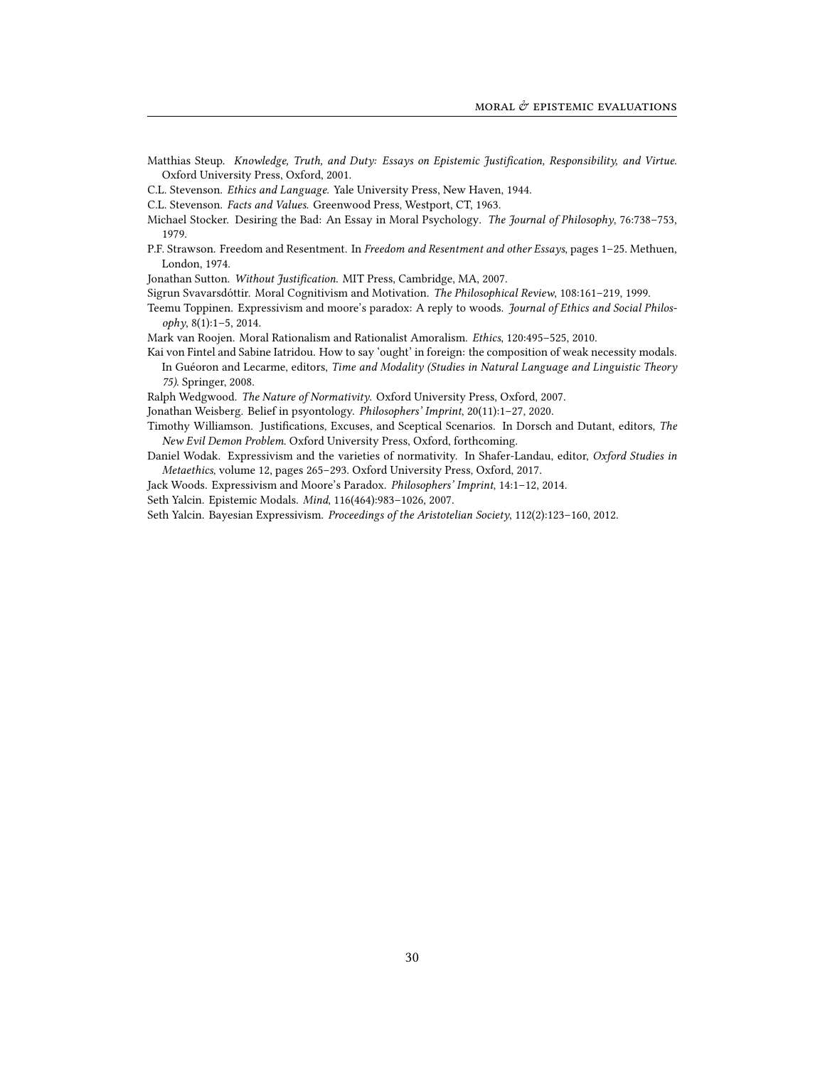Matthias Steup. *Knowledge, Truth, and Duty: Essays on Epistemic Justification, Responsibility, and Virtue*. Oxford University Press, Oxford, 2001.

C.L. Stevenson. *Ethics and Language*. Yale University Press, New Haven, 1944.

C.L. Stevenson. *Facts and Values*. Greenwood Press, Westport, CT, 1963.

Michael Stocker. Desiring the Bad: An Essay in Moral Psychology. *The Journal of Philosophy*, 76:738–753, 1979.

P.F. Strawson. Freedom and Resentment. In *Freedom and Resentment and other Essays*, pages 1–25. Methuen, London, 1974.

Jonathan Sutton. *Without Justification*. MIT Press, Cambridge, MA, 2007.

Sigrun Svavarsdóttir. Moral Cognitivism and Motivation. *The Philosophical Review*, 108:161–219, 1999.

Teemu Toppinen. Expressivism and moore's paradox: A reply to woods. *Journal of Ethics and Social Philosophy*, 8(1):1–5, 2014.

Mark van Roojen. Moral Rationalism and Rationalist Amoralism. *Ethics*, 120:495–525, 2010.

Kai von Fintel and Sabine Iatridou. How to say 'ought' in foreign: the composition of weak necessity modals. In Guéoron and Lecarme, editors, *Time and Modality (Studies in Natural Language and Linguistic Theory 75)*. Springer, 2008.

Ralph Wedgwood. *The Nature of Normativity*. Oxford University Press, Oxford, 2007.

Jonathan Weisberg. Belief in psyontology. *Philosophers' Imprint*, 20(11):1–27, 2020.

Timothy Williamson. Justifications, Excuses, and Sceptical Scenarios. In Dorsch and Dutant, editors, *The New Evil Demon Problem*. Oxford University Press, Oxford, forthcoming.

Daniel Wodak. Expressivism and the varieties of normativity. In Shafer-Landau, editor, *Oxford Studies in Metaethics*, volume 12, pages 265–293. Oxford University Press, Oxford, 2017.

Jack Woods. Expressivism and Moore's Paradox. *Philosophers' Imprint*, 14:1–12, 2014.

Seth Yalcin. Epistemic Modals. *Mind*, 116(464):983–1026, 2007.

Seth Yalcin. Bayesian Expressivism. *Proceedings of the Aristotelian Society*, 112(2):123–160, 2012.